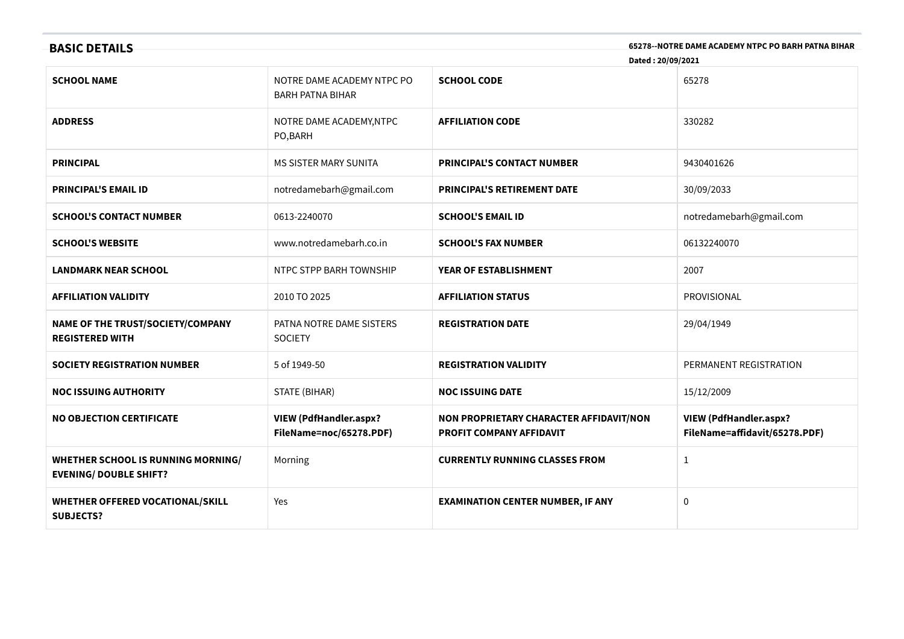## BASIC DETAILS

**65278--NOTRE DAME ACADEMY NTPC PO BARH PATNA BIHAR**

**Dated : 20/09/2021**

| | | | |
|---|---|---|---|
| **SCHOOL NAME** | NOTRE DAME ACADEMY NTPC PO BARH PATNA BIHAR | **SCHOOL CODE** | 65278 |
| **ADDRESS** | NOTRE DAME ACADEMY,NTPC PO,BARH | **AFFILIATION CODE** | 330282 |
| **PRINCIPAL** | MS SISTER MARY SUNITA | **PRINCIPAL'S CONTACT NUMBER** | 9430401626 |
| **PRINCIPAL'S EMAIL ID** | notredamebarh@gmail.com | **PRINCIPAL'S RETIREMENT DATE** | 30/09/2033 |
| **SCHOOL'S CONTACT NUMBER** | 0613-2240070 | **SCHOOL'S EMAIL ID** | notredamebarh@gmail.com |
| **SCHOOL'S WEBSITE** | www.notredamebarh.co.in | **SCHOOL'S FAX NUMBER** | 06132240070 |
| **LANDMARK NEAR SCHOOL** | NTPC STPP BARH TOWNSHIP | **YEAR OF ESTABLISHMENT** | 2007 |
| **AFFILIATION VALIDITY** | 2010 TO 2025 | **AFFILIATION STATUS** | PROVISIONAL |
| **NAME OF THE TRUST/SOCIETY/COMPANY REGISTERED WITH** | PATNA NOTRE DAME SISTERS SOCIETY | **REGISTRATION DATE** | 29/04/1949 |
| **SOCIETY REGISTRATION NUMBER** | 5 of 1949-50 | **REGISTRATION VALIDITY** | PERMANENT REGISTRATION |
| **NOC ISSUING AUTHORITY** | STATE (BIHAR) | **NOC ISSUING DATE** | 15/12/2009 |
| **NO OBJECTION CERTIFICATE** | **VIEW (PdfHandler.aspx?FileName=noc/65278.PDF)** | **NON PROPRIETARY CHARACTER AFFIDAVIT/NON PROFIT COMPANY AFFIDAVIT** | **VIEW (PdfHandler.aspx?FileName=affidavit/65278.PDF)** |
| **WHETHER SCHOOL IS RUNNING MORNING/ EVENING/ DOUBLE SHIFT?** | Morning | **CURRENTLY RUNNING CLASSES FROM** | 1 |
| **WHETHER OFFERED VOCATIONAL/SKILL SUBJECTS?** | Yes | **EXAMINATION CENTER NUMBER, IF ANY** | 0 |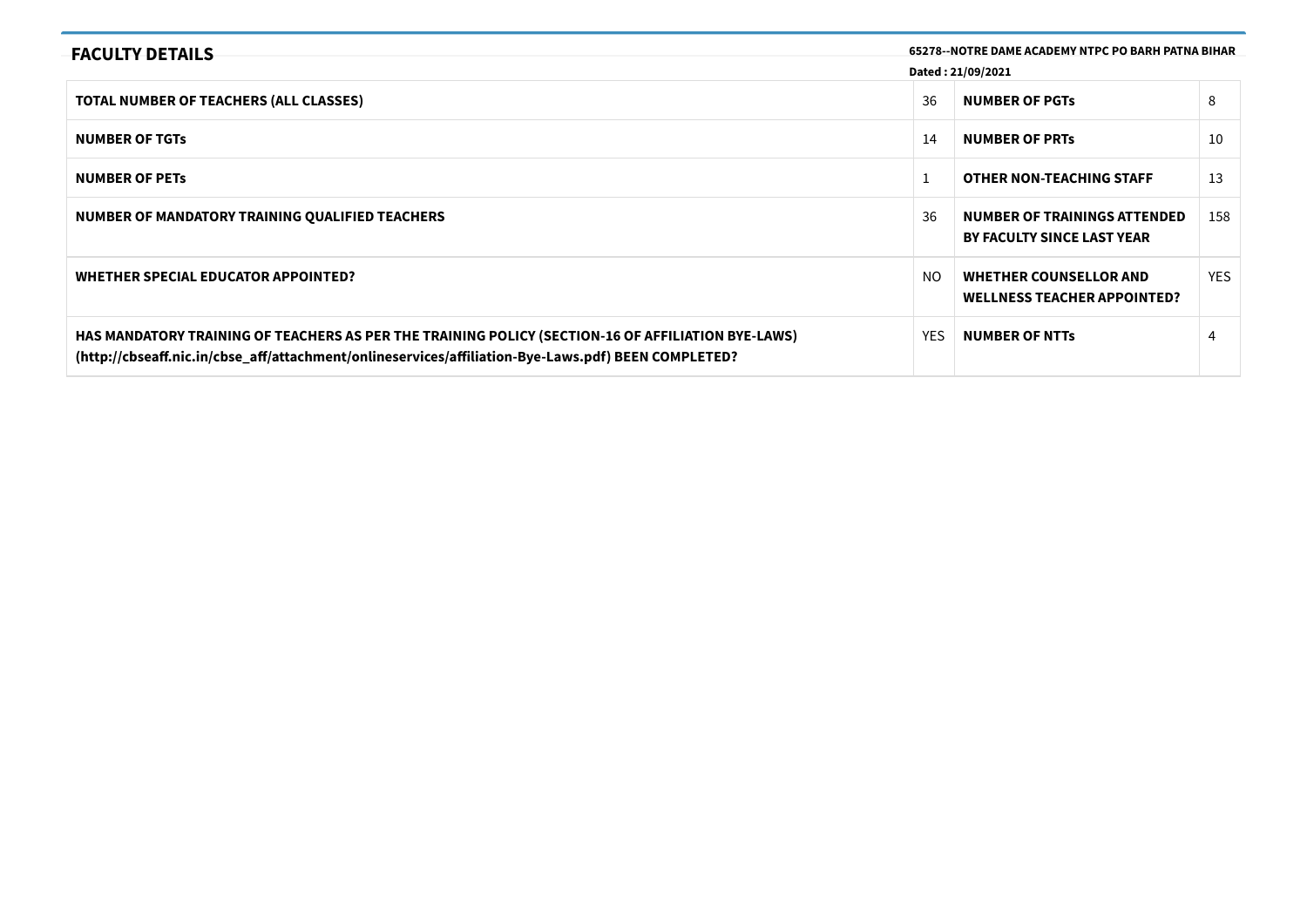## FACULTY DETAILS

**65278--NOTRE DAME ACADEMY NTPC PO BARH PATNA BIHAR**

**Dated : 21/09/2021**

| | | | |
|---|---|---|---|
| **TOTAL NUMBER OF TEACHERS (ALL CLASSES)** | 36 | **NUMBER OF PGTs** | 8 |
| **NUMBER OF TGTs** | 14 | **NUMBER OF PRTs** | 10 |
| **NUMBER OF PETs** | 1 | **OTHER NON-TEACHING STAFF** | 13 |
| **NUMBER OF MANDATORY TRAINING QUALIFIED TEACHERS** | 36 | **NUMBER OF TRAININGS ATTENDED BY FACULTY SINCE LAST YEAR** | 158 |
| **WHETHER SPECIAL EDUCATOR APPOINTED?** | NO | **WHETHER COUNSELLOR AND WELLNESS TEACHER APPOINTED?** | YES |
| **HAS MANDATORY TRAINING OF TEACHERS AS PER THE TRAINING POLICY (SECTION-16 OF AFFILIATION BYE-LAWS) (http://cbseaff.nic.in/cbse_aff/attachment/onlineservices/affiliation-Bye-Laws.pdf) BEEN COMPLETED?** | YES | **NUMBER OF NTTs** | 4 |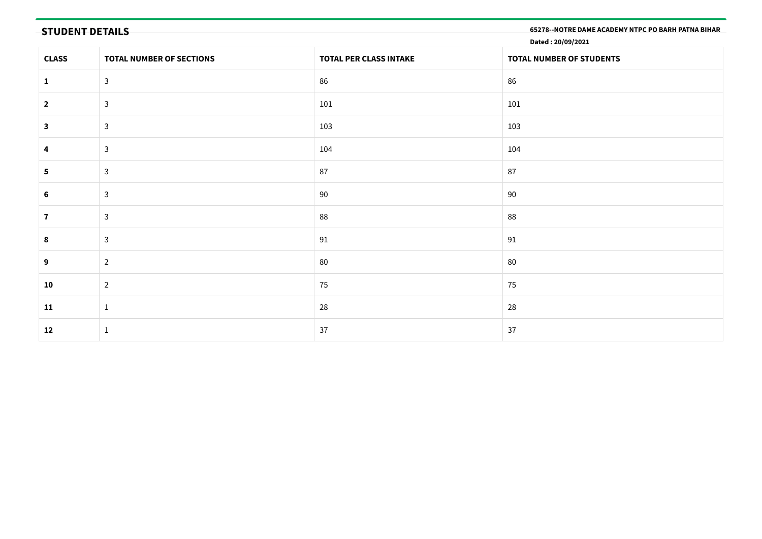## STUDENT DETAILS

**65278--NOTRE DAME ACADEMY NTPC PO BARH PATNA BIHAR**

**Dated : 20/09/2021**

| CLASS | TOTAL NUMBER OF SECTIONS | TOTAL PER CLASS INTAKE | TOTAL NUMBER OF STUDENTS |
|---|---|---|---|
| **1** | 3 | 86 | 86 |
| **2** | 3 | 101 | 101 |
| **3** | 3 | 103 | 103 |
| **4** | 3 | 104 | 104 |
| **5** | 3 | 87 | 87 |
| **6** | 3 | 90 | 90 |
| **7** | 3 | 88 | 88 |
| **8** | 3 | 91 | 91 |
| **9** | 2 | 80 | 80 |
| **10** | 2 | 75 | 75 |
| **11** | 1 | 28 | 28 |
| **12** | 1 | 37 | 37 |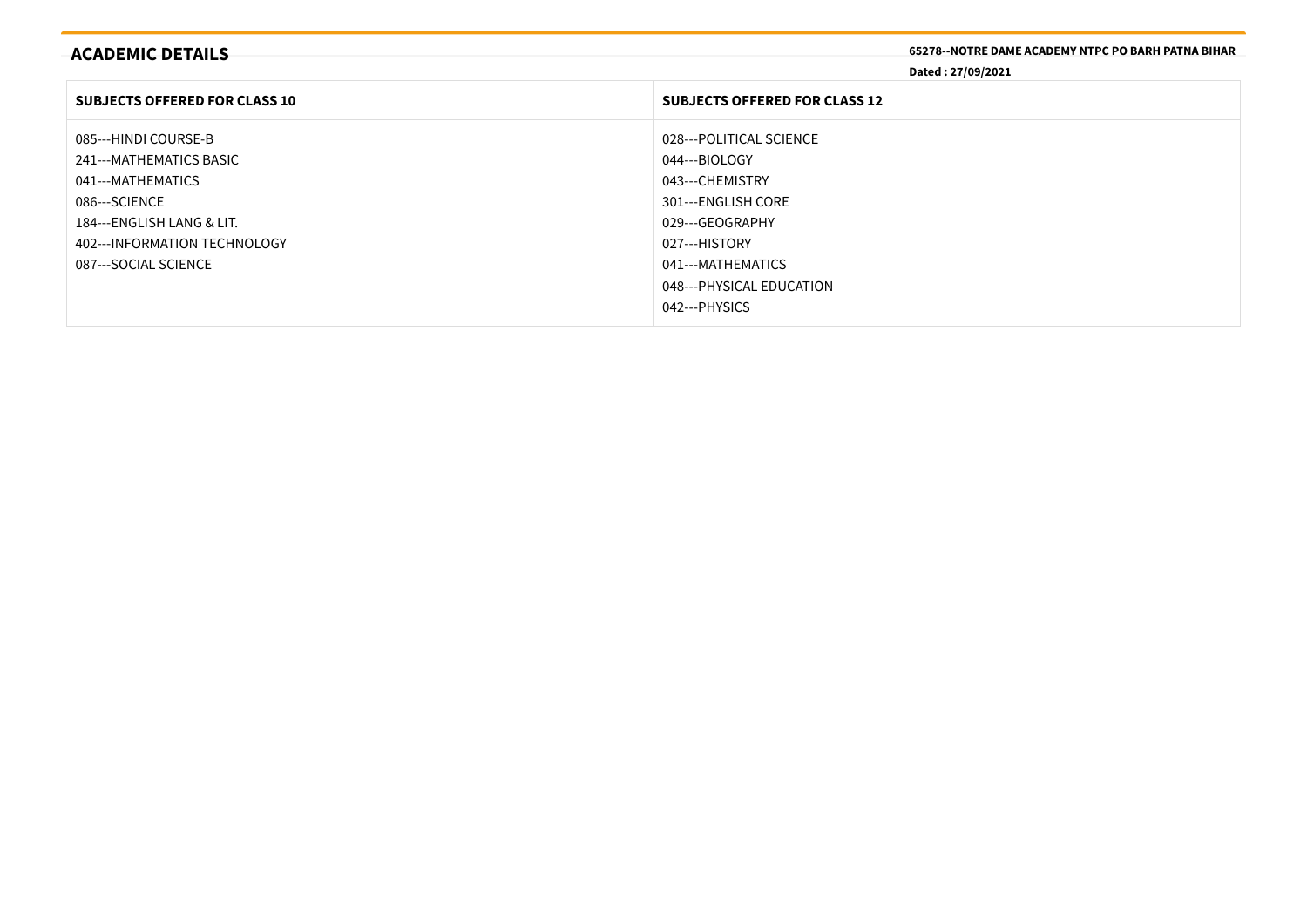## ACADEMIC DETAILS

**65278--NOTRE DAME ACADEMY NTPC PO BARH PATNA BIHAR**

**Dated : 27/09/2021**

| SUBJECTS OFFERED FOR CLASS 10 | SUBJECTS OFFERED FOR CLASS 12 |
|---|---|
| 085---HINDI COURSE-B<br>241---MATHEMATICS BASIC<br>041---MATHEMATICS<br>086---SCIENCE<br>184---ENGLISH LANG & LIT.<br>402---INFORMATION TECHNOLOGY<br>087---SOCIAL SCIENCE | 028---POLITICAL SCIENCE<br>044---BIOLOGY<br>043---CHEMISTRY<br>301---ENGLISH CORE<br>029---GEOGRAPHY<br>027---HISTORY<br>041---MATHEMATICS<br>048---PHYSICAL EDUCATION<br>042---PHYSICS |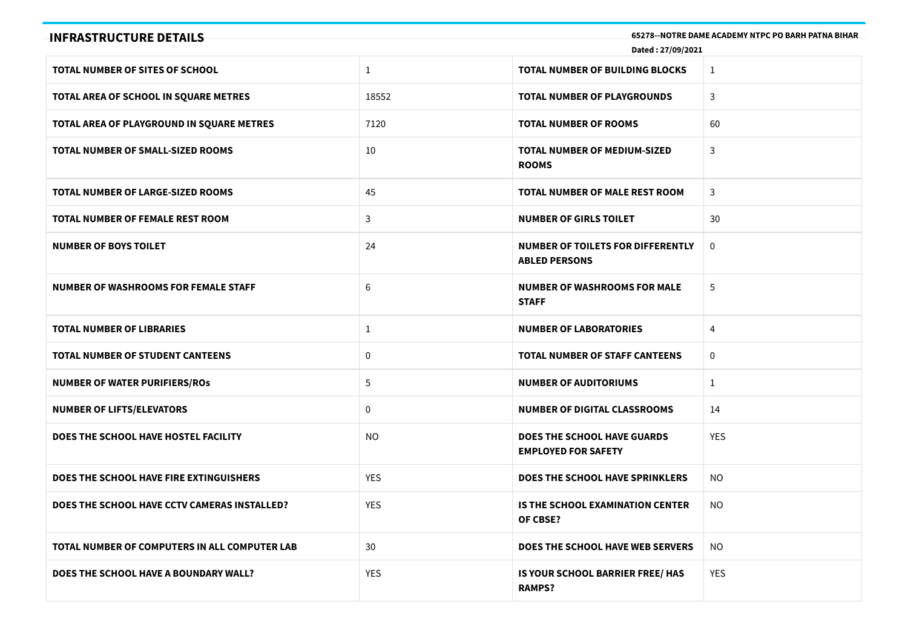## INFRASTRUCTURE DETAILS

**65278--NOTRE DAME ACADEMY NTPC PO BARH PATNA BIHAR**

**Dated : 27/09/2021**

| | | | |
|---|---|---|---|
| **TOTAL NUMBER OF SITES OF SCHOOL** | 1 | **TOTAL NUMBER OF BUILDING BLOCKS** | 1 |
| **TOTAL AREA OF SCHOOL IN SQUARE METRES** | 18552 | **TOTAL NUMBER OF PLAYGROUNDS** | 3 |
| **TOTAL AREA OF PLAYGROUND IN SQUARE METRES** | 7120 | **TOTAL NUMBER OF ROOMS** | 60 |
| **TOTAL NUMBER OF SMALL-SIZED ROOMS** | 10 | **TOTAL NUMBER OF MEDIUM-SIZED ROOMS** | 3 |
| **TOTAL NUMBER OF LARGE-SIZED ROOMS** | 45 | **TOTAL NUMBER OF MALE REST ROOM** | 3 |
| **TOTAL NUMBER OF FEMALE REST ROOM** | 3 | **NUMBER OF GIRLS TOILET** | 30 |
| **NUMBER OF BOYS TOILET** | 24 | **NUMBER OF TOILETS FOR DIFFERENTLY ABLED PERSONS** | 0 |
| **NUMBER OF WASHROOMS FOR FEMALE STAFF** | 6 | **NUMBER OF WASHROOMS FOR MALE STAFF** | 5 |
| **TOTAL NUMBER OF LIBRARIES** | 1 | **NUMBER OF LABORATORIES** | 4 |
| **TOTAL NUMBER OF STUDENT CANTEENS** | 0 | **TOTAL NUMBER OF STAFF CANTEENS** | 0 |
| **NUMBER OF WATER PURIFIERS/ROs** | 5 | **NUMBER OF AUDITORIUMS** | 1 |
| **NUMBER OF LIFTS/ELEVATORS** | 0 | **NUMBER OF DIGITAL CLASSROOMS** | 14 |
| **DOES THE SCHOOL HAVE HOSTEL FACILITY** | NO | **DOES THE SCHOOL HAVE GUARDS EMPLOYED FOR SAFETY** | YES |
| **DOES THE SCHOOL HAVE FIRE EXTINGUISHERS** | YES | **DOES THE SCHOOL HAVE SPRINKLERS** | NO |
| **DOES THE SCHOOL HAVE CCTV CAMERAS INSTALLED?** | YES | **IS THE SCHOOL EXAMINATION CENTER OF CBSE?** | NO |
| **TOTAL NUMBER OF COMPUTERS IN ALL COMPUTER LAB** | 30 | **DOES THE SCHOOL HAVE WEB SERVERS** | NO |
| **DOES THE SCHOOL HAVE A BOUNDARY WALL?** | YES | **IS YOUR SCHOOL BARRIER FREE/ HAS RAMPS?** | YES |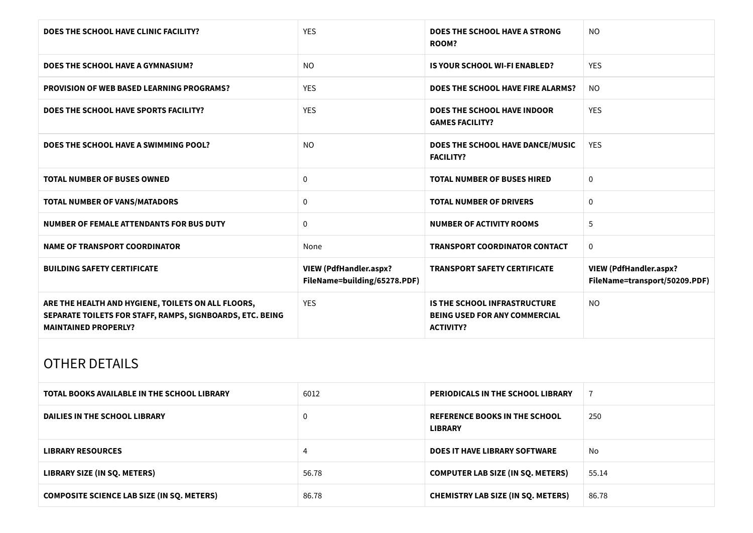| | | | |
|---|---|---|---|
| **DOES THE SCHOOL HAVE CLINIC FACILITY?** | YES | **DOES THE SCHOOL HAVE A STRONG ROOM?** | NO |
| **DOES THE SCHOOL HAVE A GYMNASIUM?** | NO | **IS YOUR SCHOOL WI-FI ENABLED?** | YES |
| **PROVISION OF WEB BASED LEARNING PROGRAMS?** | YES | **DOES THE SCHOOL HAVE FIRE ALARMS?** | NO |
| **DOES THE SCHOOL HAVE SPORTS FACILITY?** | YES | **DOES THE SCHOOL HAVE INDOOR GAMES FACILITY?** | YES |
| **DOES THE SCHOOL HAVE A SWIMMING POOL?** | NO | **DOES THE SCHOOL HAVE DANCE/MUSIC FACILITY?** | YES |
| **TOTAL NUMBER OF BUSES OWNED** | 0 | **TOTAL NUMBER OF BUSES HIRED** | 0 |
| **TOTAL NUMBER OF VANS/MATADORS** | 0 | **TOTAL NUMBER OF DRIVERS** | 0 |
| **NUMBER OF FEMALE ATTENDANTS FOR BUS DUTY** | 0 | **NUMBER OF ACTIVITY ROOMS** | 5 |
| **NAME OF TRANSPORT COORDINATOR** | None | **TRANSPORT COORDINATOR CONTACT** | 0 |
| **BUILDING SAFETY CERTIFICATE** | **VIEW (PdfHandler.aspx?FileName=building/65278.PDF)** | **TRANSPORT SAFETY CERTIFICATE** | **VIEW (PdfHandler.aspx?FileName=transport/50209.PDF)** |
| **ARE THE HEALTH AND HYGIENE, TOILETS ON ALL FLOORS, SEPARATE TOILETS FOR STAFF, RAMPS, SIGNBOARDS, ETC. BEING MAINTAINED PROPERLY?** | YES | **IS THE SCHOOL INFRASTRUCTURE BEING USED FOR ANY COMMERCIAL ACTIVITY?** | NO |

## OTHER DETAILS

| | | | |
|---|---|---|---|
| **TOTAL BOOKS AVAILABLE IN THE SCHOOL LIBRARY** | 6012 | **PERIODICALS IN THE SCHOOL LIBRARY** | 7 |
| **DAILIES IN THE SCHOOL LIBRARY** | 0 | **REFERENCE BOOKS IN THE SCHOOL LIBRARY** | 250 |
| **LIBRARY RESOURCES** | 4 | **DOES IT HAVE LIBRARY SOFTWARE** | No |
| **LIBRARY SIZE (IN SQ. METERS)** | 56.78 | **COMPUTER LAB SIZE (IN SQ. METERS)** | 55.14 |
| **COMPOSITE SCIENCE LAB SIZE (IN SQ. METERS)** | 86.78 | **CHEMISTRY LAB SIZE (IN SQ. METERS)** | 86.78 |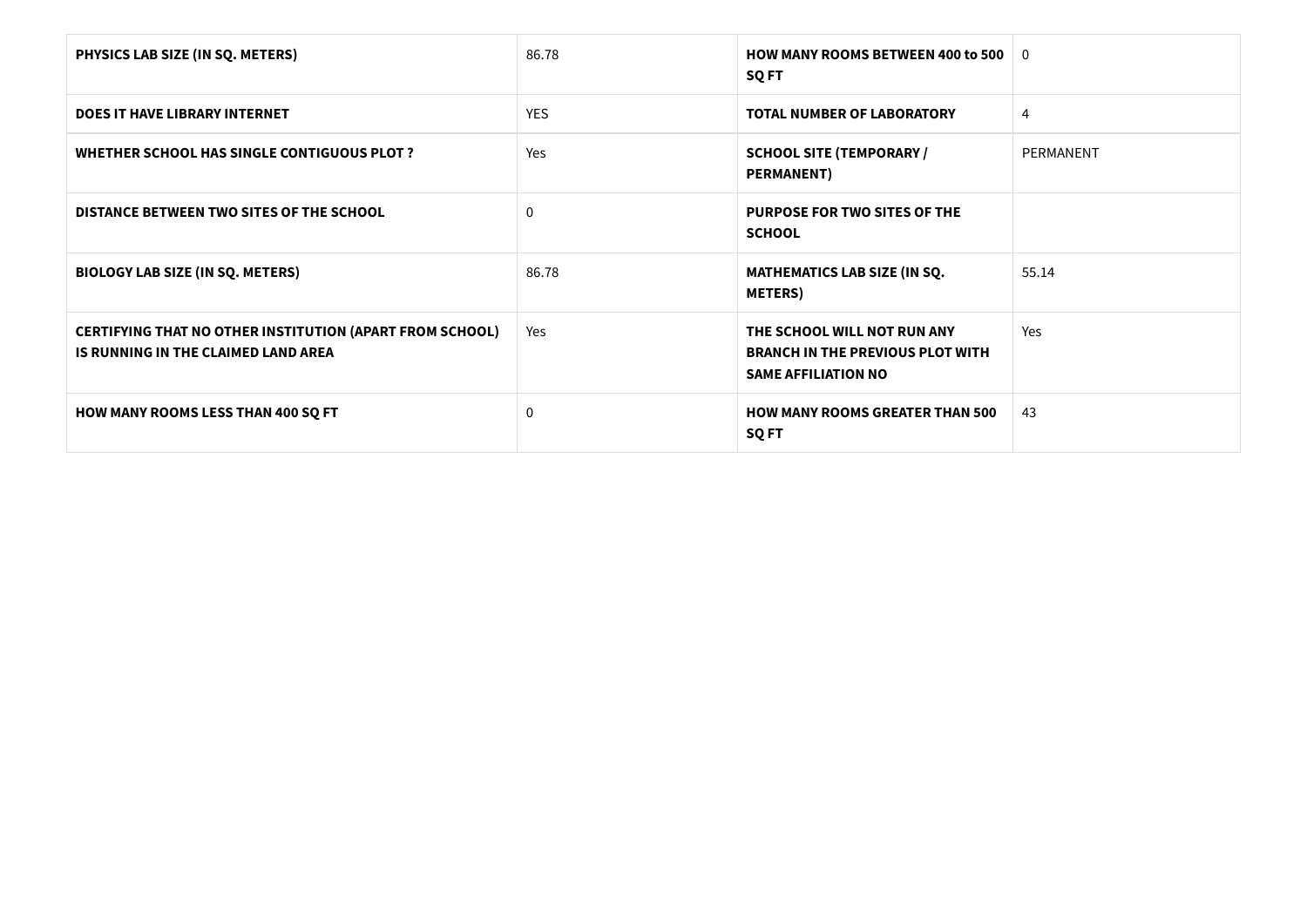| | | | |
|---|---|---|---|
| **PHYSICS LAB SIZE (IN SQ. METERS)** | 86.78 | **HOW MANY ROOMS BETWEEN 400 to 500 SQ FT** | 0 |
| **DOES IT HAVE LIBRARY INTERNET** | YES | **TOTAL NUMBER OF LABORATORY** | 4 |
| **WHETHER SCHOOL HAS SINGLE CONTIGUOUS PLOT ?** | Yes | **SCHOOL SITE (TEMPORARY / PERMANENT)** | PERMANENT |
| **DISTANCE BETWEEN TWO SITES OF THE SCHOOL** | 0 | **PURPOSE FOR TWO SITES OF THE SCHOOL** | |
| **BIOLOGY LAB SIZE (IN SQ. METERS)** | 86.78 | **MATHEMATICS LAB SIZE (IN SQ. METERS)** | 55.14 |
| **CERTIFYING THAT NO OTHER INSTITUTION (APART FROM SCHOOL) IS RUNNING IN THE CLAIMED LAND AREA** | Yes | **THE SCHOOL WILL NOT RUN ANY BRANCH IN THE PREVIOUS PLOT WITH SAME AFFILIATION NO** | Yes |
| **HOW MANY ROOMS LESS THAN 400 SQ FT** | 0 | **HOW MANY ROOMS GREATER THAN 500 SQ FT** | 43 |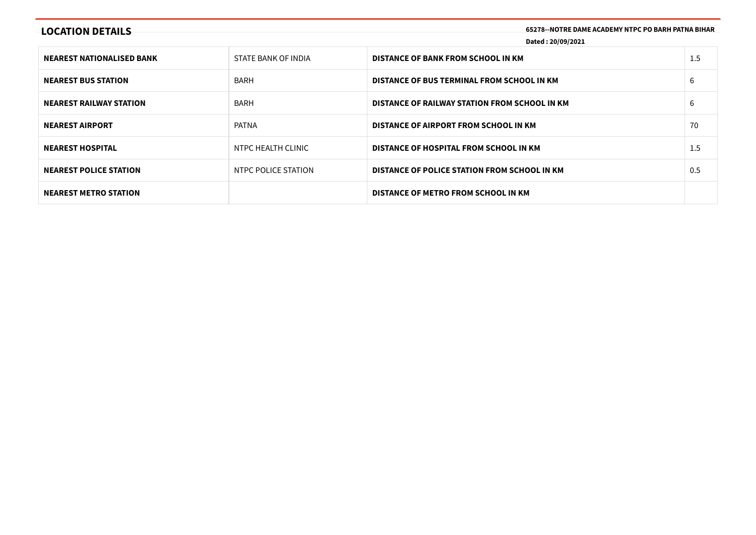## LOCATION DETAILS

**65278--NOTRE DAME ACADEMY NTPC PO BARH PATNA BIHAR**

**Dated : 20/09/2021**

| | | | |
|---|---|---|---|
| **NEAREST NATIONALISED BANK** | STATE BANK OF INDIA | **DISTANCE OF BANK FROM SCHOOL IN KM** | 1.5 |
| **NEAREST BUS STATION** | BARH | **DISTANCE OF BUS TERMINAL FROM SCHOOL IN KM** | 6 |
| **NEAREST RAILWAY STATION** | BARH | **DISTANCE OF RAILWAY STATION FROM SCHOOL IN KM** | 6 |
| **NEAREST AIRPORT** | PATNA | **DISTANCE OF AIRPORT FROM SCHOOL IN KM** | 70 |
| **NEAREST HOSPITAL** | NTPC HEALTH CLINIC | **DISTANCE OF HOSPITAL FROM SCHOOL IN KM** | 1.5 |
| **NEAREST POLICE STATION** | NTPC POLICE STATION | **DISTANCE OF POLICE STATION FROM SCHOOL IN KM** | 0.5 |
| **NEAREST METRO STATION** | | **DISTANCE OF METRO FROM SCHOOL IN KM** | |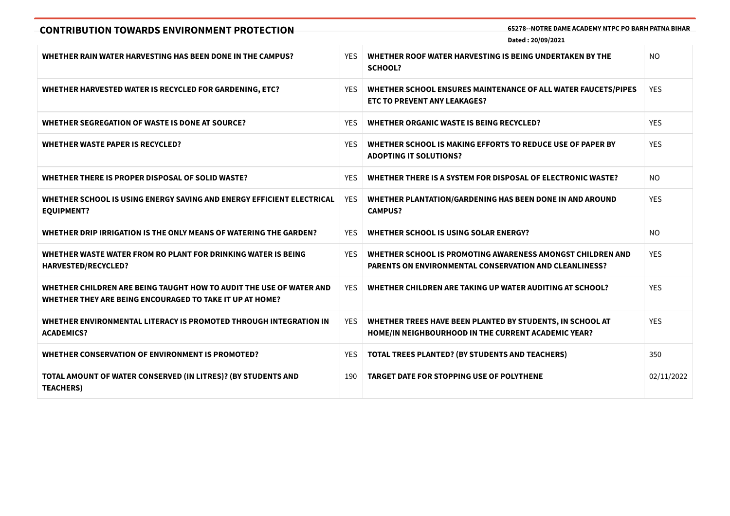## CONTRIBUTION TOWARDS ENVIRONMENT PROTECTION

**65278--NOTRE DAME ACADEMY NTPC PO BARH PATNA BIHAR**

**Dated : 20/09/2021**

| | | | |
|---|---|---|---|
| **WHETHER RAIN WATER HARVESTING HAS BEEN DONE IN THE CAMPUS?** | YES | **WHETHER ROOF WATER HARVESTING IS BEING UNDERTAKEN BY THE SCHOOL?** | NO |
| **WHETHER HARVESTED WATER IS RECYCLED FOR GARDENING, ETC?** | YES | **WHETHER SCHOOL ENSURES MAINTENANCE OF ALL WATER FAUCETS/PIPES ETC TO PREVENT ANY LEAKAGES?** | YES |
| **WHETHER SEGREGATION OF WASTE IS DONE AT SOURCE?** | YES | **WHETHER ORGANIC WASTE IS BEING RECYCLED?** | YES |
| **WHETHER WASTE PAPER IS RECYCLED?** | YES | **WHETHER SCHOOL IS MAKING EFFORTS TO REDUCE USE OF PAPER BY ADOPTING IT SOLUTIONS?** | YES |
| **WHETHER THERE IS PROPER DISPOSAL OF SOLID WASTE?** | YES | **WHETHER THERE IS A SYSTEM FOR DISPOSAL OF ELECTRONIC WASTE?** | NO |
| **WHETHER SCHOOL IS USING ENERGY SAVING AND ENERGY EFFICIENT ELECTRICAL EQUIPMENT?** | YES | **WHETHER PLANTATION/GARDENING HAS BEEN DONE IN AND AROUND CAMPUS?** | YES |
| **WHETHER DRIP IRRIGATION IS THE ONLY MEANS OF WATERING THE GARDEN?** | YES | **WHETHER SCHOOL IS USING SOLAR ENERGY?** | NO |
| **WHETHER WASTE WATER FROM RO PLANT FOR DRINKING WATER IS BEING HARVESTED/RECYCLED?** | YES | **WHETHER SCHOOL IS PROMOTING AWARENESS AMONGST CHILDREN AND PARENTS ON ENVIRONMENTAL CONSERVATION AND CLEANLINESS?** | YES |
| **WHETHER CHILDREN ARE BEING TAUGHT HOW TO AUDIT THE USE OF WATER AND WHETHER THEY ARE BEING ENCOURAGED TO TAKE IT UP AT HOME?** | YES | **WHETHER CHILDREN ARE TAKING UP WATER AUDITING AT SCHOOL?** | YES |
| **WHETHER ENVIRONMENTAL LITERACY IS PROMOTED THROUGH INTEGRATION IN ACADEMICS?** | YES | **WHETHER TREES HAVE BEEN PLANTED BY STUDENTS, IN SCHOOL AT HOME/IN NEIGHBOURHOOD IN THE CURRENT ACADEMIC YEAR?** | YES |
| **WHETHER CONSERVATION OF ENVIRONMENT IS PROMOTED?** | YES | **TOTAL TREES PLANTED? (BY STUDENTS AND TEACHERS)** | 350 |
| **TOTAL AMOUNT OF WATER CONSERVED (IN LITRES)? (BY STUDENTS AND TEACHERS)** | 190 | **TARGET DATE FOR STOPPING USE OF POLYTHENE** | 02/11/2022 |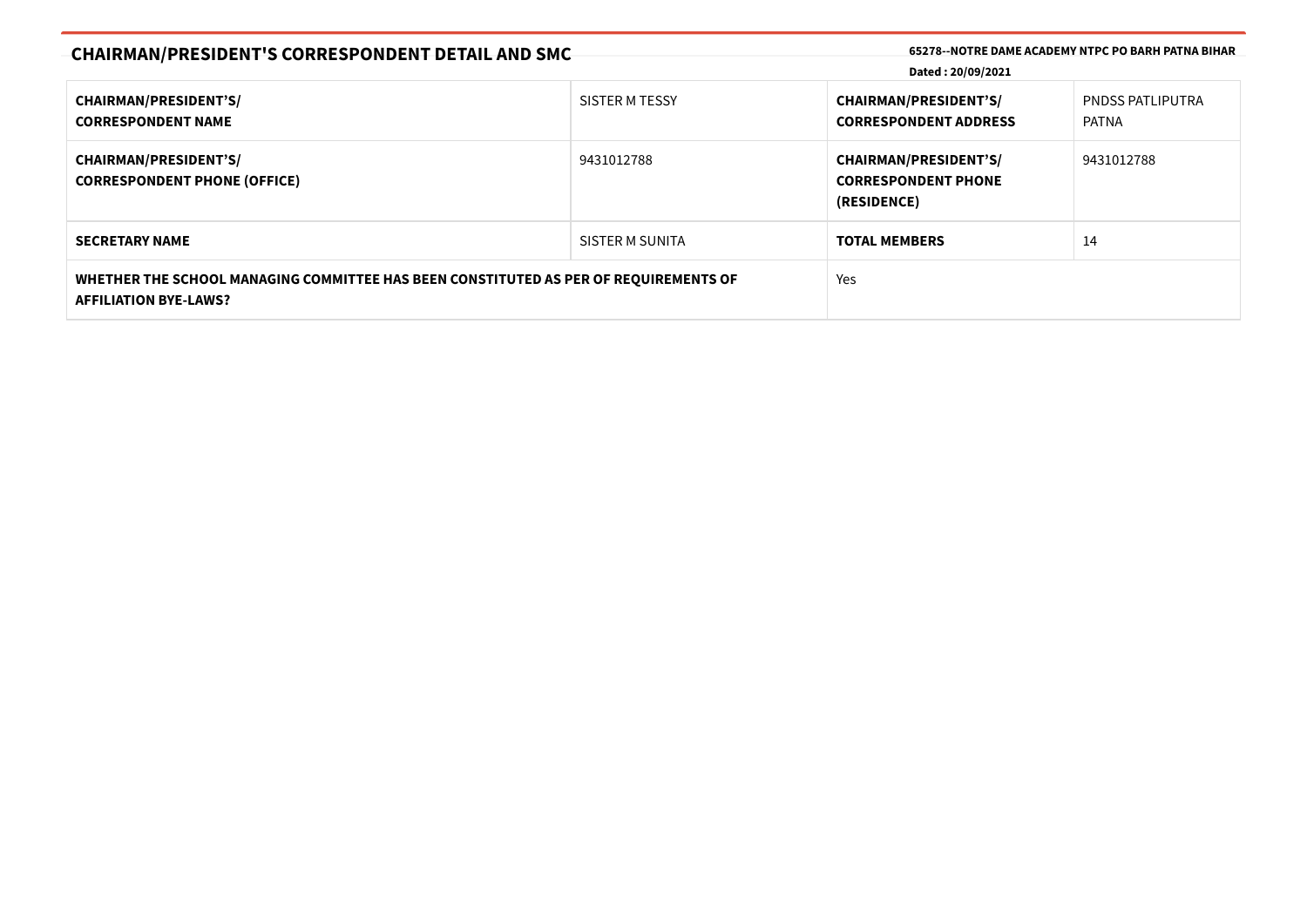## CHAIRMAN/PRESIDENT'S CORRESPONDENT DETAIL AND SMC

**65278--NOTRE DAME ACADEMY NTPC PO BARH PATNA BIHAR**

**Dated : 20/09/2021**

| | | | |
|---|---|---|---|
| **CHAIRMAN/PRESIDENT'S/ CORRESPONDENT NAME** | SISTER M TESSY | **CHAIRMAN/PRESIDENT'S/ CORRESPONDENT ADDRESS** | PNDSS PATLIPUTRA PATNA |
| **CHAIRMAN/PRESIDENT'S/ CORRESPONDENT PHONE (OFFICE)** | 9431012788 | **CHAIRMAN/PRESIDENT'S/ CORRESPONDENT PHONE (RESIDENCE)** | 9431012788 |
| **SECRETARY NAME** | SISTER M SUNITA | **TOTAL MEMBERS** | 14 |
| **WHETHER THE SCHOOL MANAGING COMMITTEE HAS BEEN CONSTITUTED AS PER OF REQUIREMENTS OF AFFILIATION BYE-LAWS?** | | Yes | |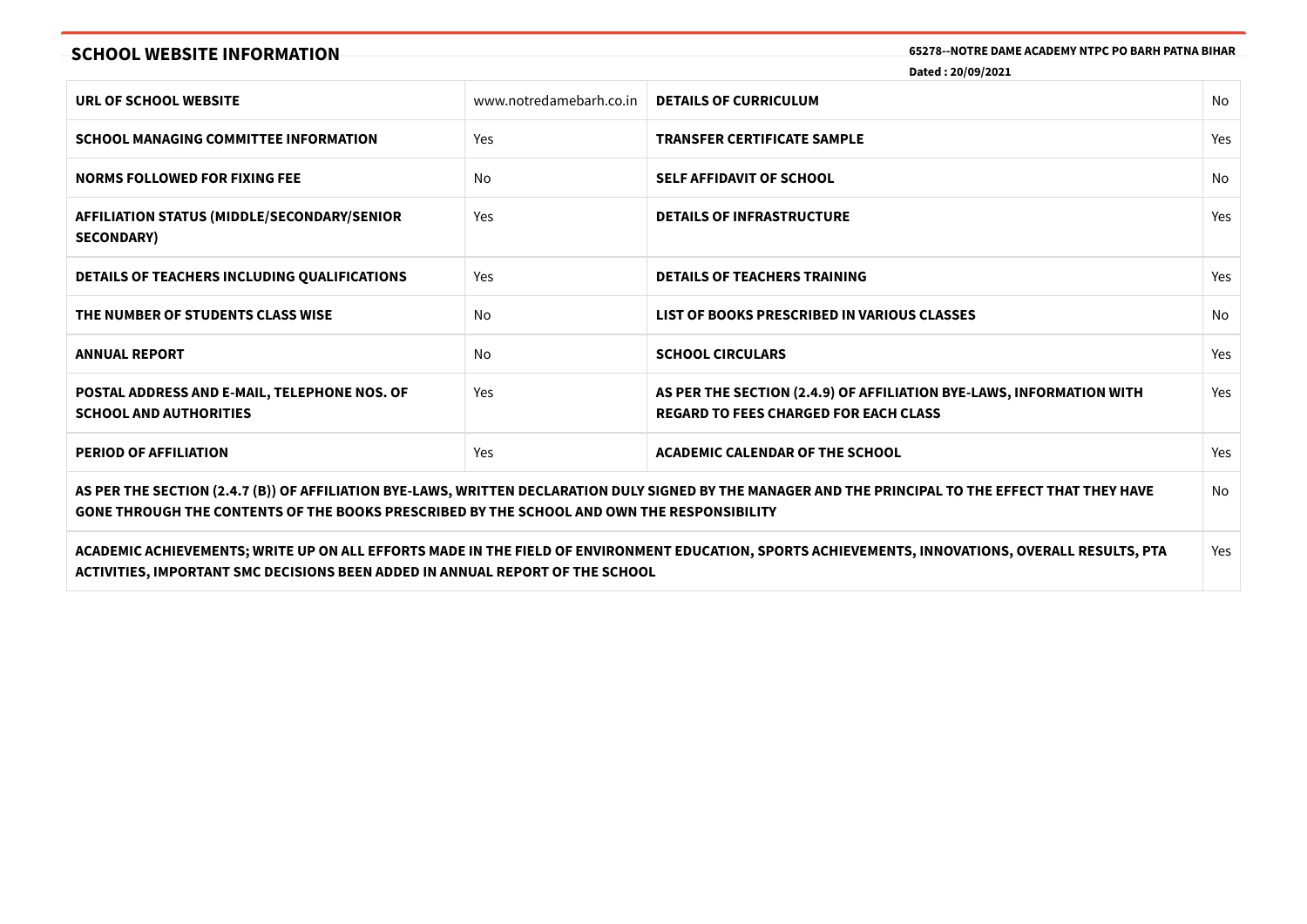## SCHOOL WEBSITE INFORMATION

**65278--NOTRE DAME ACADEMY NTPC PO BARH PATNA BIHAR**

**Dated : 20/09/2021**

| | | | |
|---|---|---|---|
| **URL OF SCHOOL WEBSITE** | www.notredamebarh.co.in | **DETAILS OF CURRICULUM** | No |
| **SCHOOL MANAGING COMMITTEE INFORMATION** | Yes | **TRANSFER CERTIFICATE SAMPLE** | Yes |
| **NORMS FOLLOWED FOR FIXING FEE** | No | **SELF AFFIDAVIT OF SCHOOL** | No |
| **AFFILIATION STATUS (MIDDLE/SECONDARY/SENIOR SECONDARY)** | Yes | **DETAILS OF INFRASTRUCTURE** | Yes |
| **DETAILS OF TEACHERS INCLUDING QUALIFICATIONS** | Yes | **DETAILS OF TEACHERS TRAINING** | Yes |
| **THE NUMBER OF STUDENTS CLASS WISE** | No | **LIST OF BOOKS PRESCRIBED IN VARIOUS CLASSES** | No |
| **ANNUAL REPORT** | No | **SCHOOL CIRCULARS** | Yes |
| **POSTAL ADDRESS AND E-MAIL, TELEPHONE NOS. OF SCHOOL AND AUTHORITIES** | Yes | **AS PER THE SECTION (2.4.9) OF AFFILIATION BYE-LAWS, INFORMATION WITH REGARD TO FEES CHARGED FOR EACH CLASS** | Yes |
| **PERIOD OF AFFILIATION** | Yes | **ACADEMIC CALENDAR OF THE SCHOOL** | Yes |
| **AS PER THE SECTION (2.4.7 (B)) OF AFFILIATION BYE-LAWS, WRITTEN DECLARATION DULY SIGNED BY THE MANAGER AND THE PRINCIPAL TO THE EFFECT THAT THEY HAVE GONE THROUGH THE CONTENTS OF THE BOOKS PRESCRIBED BY THE SCHOOL AND OWN THE RESPONSIBILITY** | | | No |
| **ACADEMIC ACHIEVEMENTS; WRITE UP ON ALL EFFORTS MADE IN THE FIELD OF ENVIRONMENT EDUCATION, SPORTS ACHIEVEMENTS, INNOVATIONS, OVERALL RESULTS, PTA ACTIVITIES, IMPORTANT SMC DECISIONS BEEN ADDED IN ANNUAL REPORT OF THE SCHOOL** | | | Yes |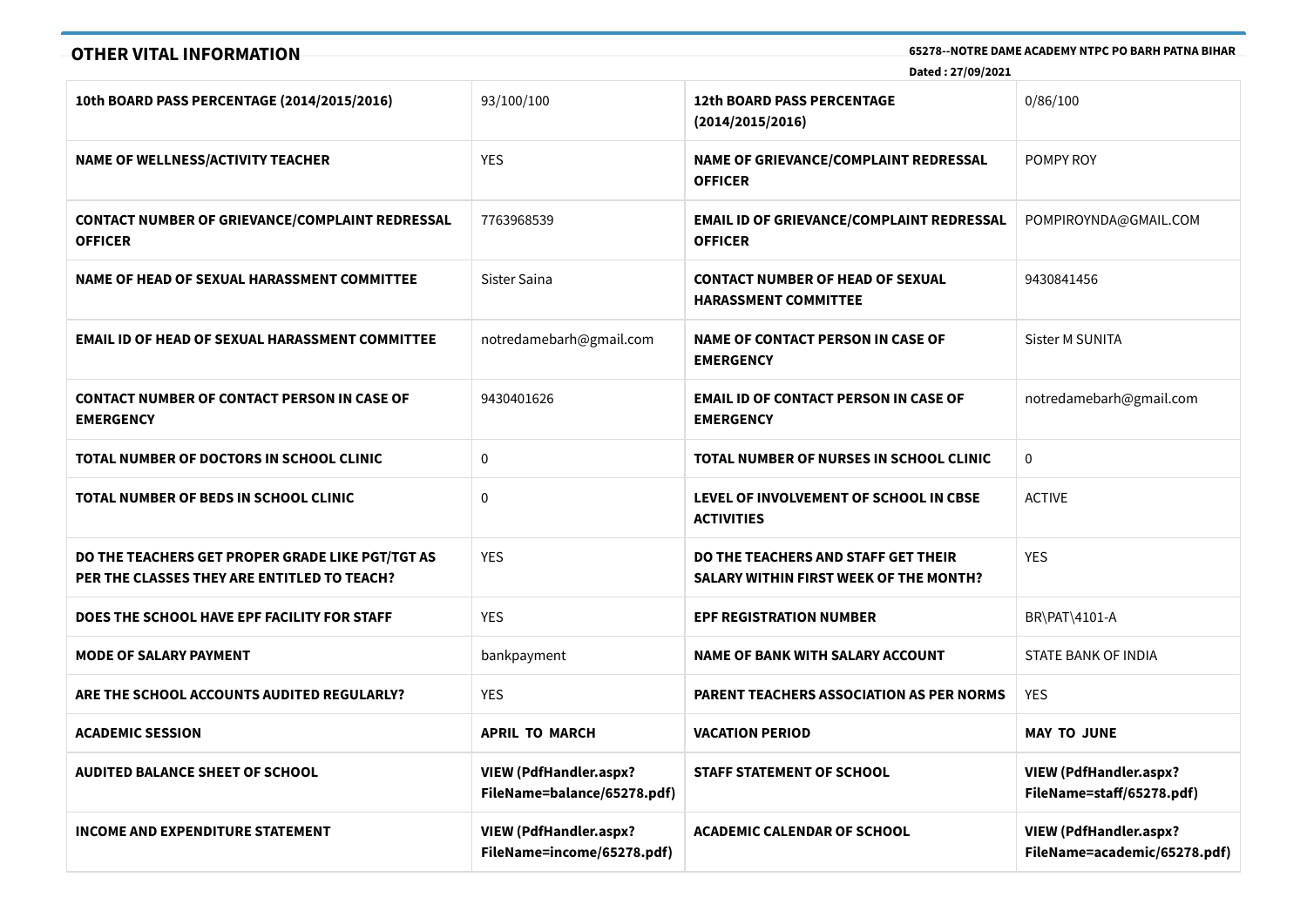## OTHER VITAL INFORMATION

**65278--NOTRE DAME ACADEMY NTPC PO BARH PATNA BIHAR**

**Dated : 27/09/2021**

| | | | |
|---|---|---|---|
| **10th BOARD PASS PERCENTAGE (2014/2015/2016)** | 93/100/100 | **12th BOARD PASS PERCENTAGE (2014/2015/2016)** | 0/86/100 |
| **NAME OF WELLNESS/ACTIVITY TEACHER** | YES | **NAME OF GRIEVANCE/COMPLAINT REDRESSAL OFFICER** | POMPY ROY |
| **CONTACT NUMBER OF GRIEVANCE/COMPLAINT REDRESSAL OFFICER** | 7763968539 | **EMAIL ID OF GRIEVANCE/COMPLAINT REDRESSAL OFFICER** | POMPIROYNDA@GMAIL.COM |
| **NAME OF HEAD OF SEXUAL HARASSMENT COMMITTEE** | Sister Saina | **CONTACT NUMBER OF HEAD OF SEXUAL HARASSMENT COMMITTEE** | 9430841456 |
| **EMAIL ID OF HEAD OF SEXUAL HARASSMENT COMMITTEE** | notredamebarh@gmail.com | **NAME OF CONTACT PERSON IN CASE OF EMERGENCY** | Sister M SUNITA |
| **CONTACT NUMBER OF CONTACT PERSON IN CASE OF EMERGENCY** | 9430401626 | **EMAIL ID OF CONTACT PERSON IN CASE OF EMERGENCY** | notredamebarh@gmail.com |
| **TOTAL NUMBER OF DOCTORS IN SCHOOL CLINIC** | 0 | **TOTAL NUMBER OF NURSES IN SCHOOL CLINIC** | 0 |
| **TOTAL NUMBER OF BEDS IN SCHOOL CLINIC** | 0 | **LEVEL OF INVOLVEMENT OF SCHOOL IN CBSE ACTIVITIES** | ACTIVE |
| **DO THE TEACHERS GET PROPER GRADE LIKE PGT/TGT AS PER THE CLASSES THEY ARE ENTITLED TO TEACH?** | YES | **DO THE TEACHERS AND STAFF GET THEIR SALARY WITHIN FIRST WEEK OF THE MONTH?** | YES |
| **DOES THE SCHOOL HAVE EPF FACILITY FOR STAFF** | YES | **EPF REGISTRATION NUMBER** | BR\PAT\4101-A |
| **MODE OF SALARY PAYMENT** | bankpayment | **NAME OF BANK WITH SALARY ACCOUNT** | STATE BANK OF INDIA |
| **ARE THE SCHOOL ACCOUNTS AUDITED REGULARLY?** | YES | **PARENT TEACHERS ASSOCIATION AS PER NORMS** | YES |
| **ACADEMIC SESSION** | **APRIL TO MARCH** | **VACATION PERIOD** | **MAY TO JUNE** |
| **AUDITED BALANCE SHEET OF SCHOOL** | **VIEW (PdfHandler.aspx?FileName=balance/65278.pdf)** | **STAFF STATEMENT OF SCHOOL** | **VIEW (PdfHandler.aspx?FileName=staff/65278.pdf)** |
| **INCOME AND EXPENDITURE STATEMENT** | **VIEW (PdfHandler.aspx?FileName=income/65278.pdf)** | **ACADEMIC CALENDAR OF SCHOOL** | **VIEW (PdfHandler.aspx?FileName=academic/65278.pdf)** |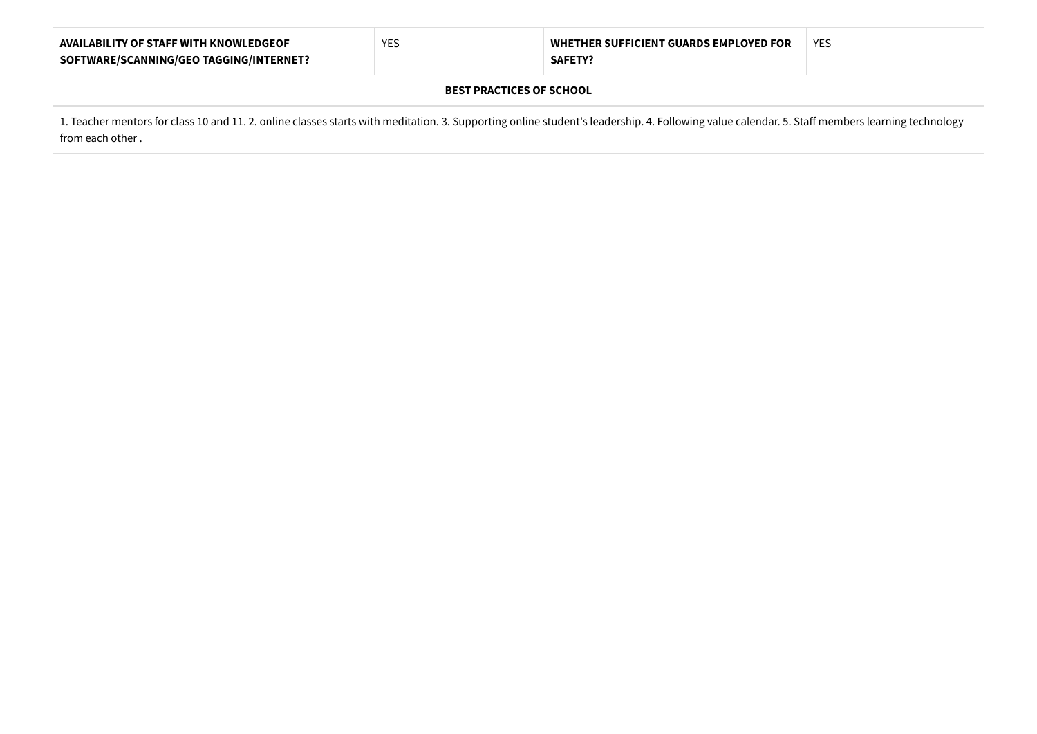| **AVAILABILITY OF STAFF WITH KNOWLEDGEOF SOFTWARE/SCANNING/GEO TAGGING/INTERNET?** | YES | **WHETHER SUFFICIENT GUARDS EMPLOYED FOR SAFETY?** | YES |
|---|---|---|---|

| **BEST PRACTICES OF SCHOOL** |
|---|
| 1. Teacher mentors for class 10 and 11. 2. online classes starts with meditation. 3. Supporting online student's leadership. 4. Following value calendar. 5. Staff members learning technology from each other . |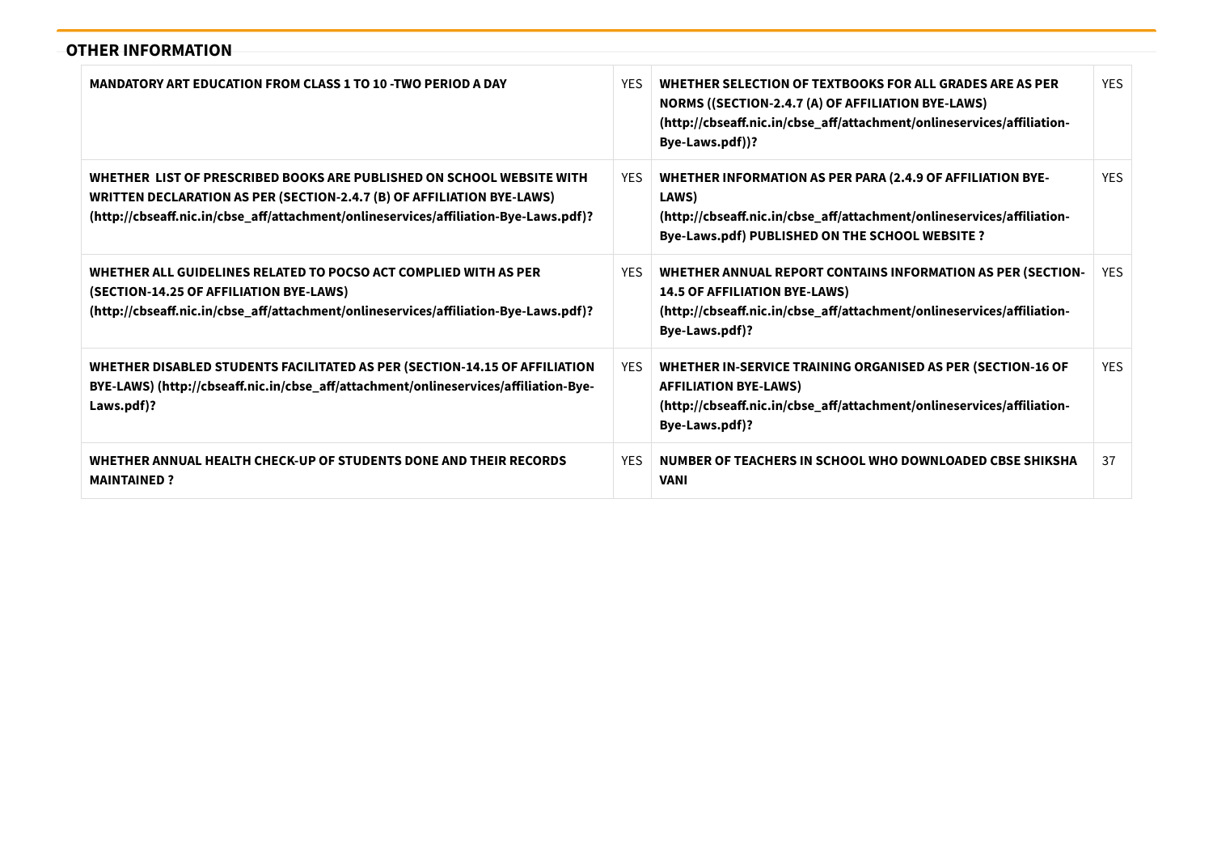## OTHER INFORMATION

| | | | |
|---|---|---|---|
| **MANDATORY ART EDUCATION FROM CLASS 1 TO 10 -TWO PERIOD A DAY** | YES | **WHETHER SELECTION OF TEXTBOOKS FOR ALL GRADES ARE AS PER NORMS ((SECTION-2.4.7 (A) OF AFFILIATION BYE-LAWS) (http://cbseaff.nic.in/cbse_aff/attachment/onlineservices/affiliation-Bye-Laws.pdf))?** | YES |
| **WHETHER LIST OF PRESCRIBED BOOKS ARE PUBLISHED ON SCHOOL WEBSITE WITH WRITTEN DECLARATION AS PER (SECTION-2.4.7 (B) OF AFFILIATION BYE-LAWS) (http://cbseaff.nic.in/cbse_aff/attachment/onlineservices/affiliation-Bye-Laws.pdf)?** | YES | **WHETHER INFORMATION AS PER PARA (2.4.9 OF AFFILIATION BYE-LAWS) (http://cbseaff.nic.in/cbse_aff/attachment/onlineservices/affiliation-Bye-Laws.pdf) PUBLISHED ON THE SCHOOL WEBSITE ?** | YES |
| **WHETHER ALL GUIDELINES RELATED TO POCSO ACT COMPLIED WITH AS PER (SECTION-14.25 OF AFFILIATION BYE-LAWS) (http://cbseaff.nic.in/cbse_aff/attachment/onlineservices/affiliation-Bye-Laws.pdf)?** | YES | **WHETHER ANNUAL REPORT CONTAINS INFORMATION AS PER (SECTION-14.5 OF AFFILIATION BYE-LAWS) (http://cbseaff.nic.in/cbse_aff/attachment/onlineservices/affiliation-Bye-Laws.pdf)?** | YES |
| **WHETHER DISABLED STUDENTS FACILITATED AS PER (SECTION-14.15 OF AFFILIATION BYE-LAWS) (http://cbseaff.nic.in/cbse_aff/attachment/onlineservices/affiliation-Bye-Laws.pdf)?** | YES | **WHETHER IN-SERVICE TRAINING ORGANISED AS PER (SECTION-16 OF AFFILIATION BYE-LAWS) (http://cbseaff.nic.in/cbse_aff/attachment/onlineservices/affiliation-Bye-Laws.pdf)?** | YES |
| **WHETHER ANNUAL HEALTH CHECK-UP OF STUDENTS DONE AND THEIR RECORDS MAINTAINED ?** | YES | **NUMBER OF TEACHERS IN SCHOOL WHO DOWNLOADED CBSE SHIKSHA VANI** | 37 |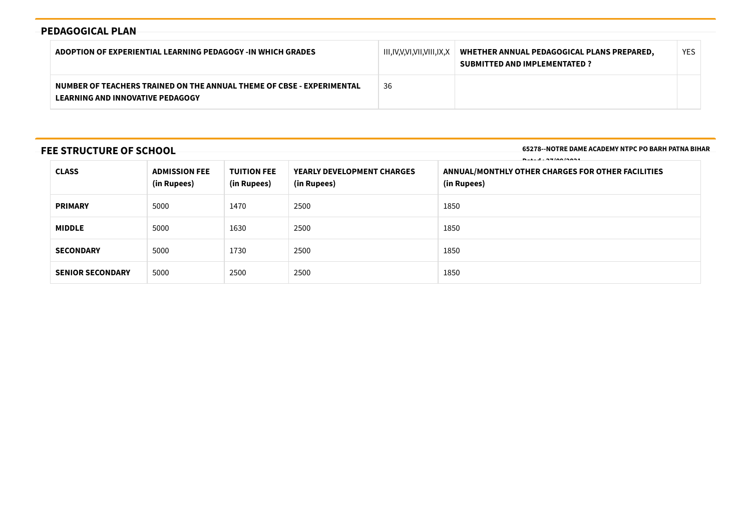## PEDAGOGICAL PLAN

| ADOPTION OF EXPERIENTIAL LEARNING PEDAGOGY -IN WHICH GRADES | III,IV,V,VI,VII,VIII,IX,X | WHETHER ANNUAL PEDAGOGICAL PLANS PREPARED, SUBMITTED AND IMPLEMENTATED ? | YES |
|---|---|---|---|
| NUMBER OF TEACHERS TRAINED ON THE ANNUAL THEME OF CBSE - EXPERIMENTAL LEARNING AND INNOVATIVE PEDAGOGY | 36 | | |

## FEE STRUCTURE OF SCHOOL

| CLASS | ADMISSION FEE (in Rupees) | TUITION FEE (in Rupees) | YEARLY DEVELOPMENT CHARGES (in Rupees) | ANNUAL/MONTHLY OTHER CHARGES FOR OTHER FACILITIES (in Rupees) |
|---|---|---|---|---|
| PRIMARY | 5000 | 1470 | 2500 | 1850 |
| MIDDLE | 5000 | 1630 | 2500 | 1850 |
| SECONDARY | 5000 | 1730 | 2500 | 1850 |
| SENIOR SECONDARY | 5000 | 2500 | 2500 | 1850 |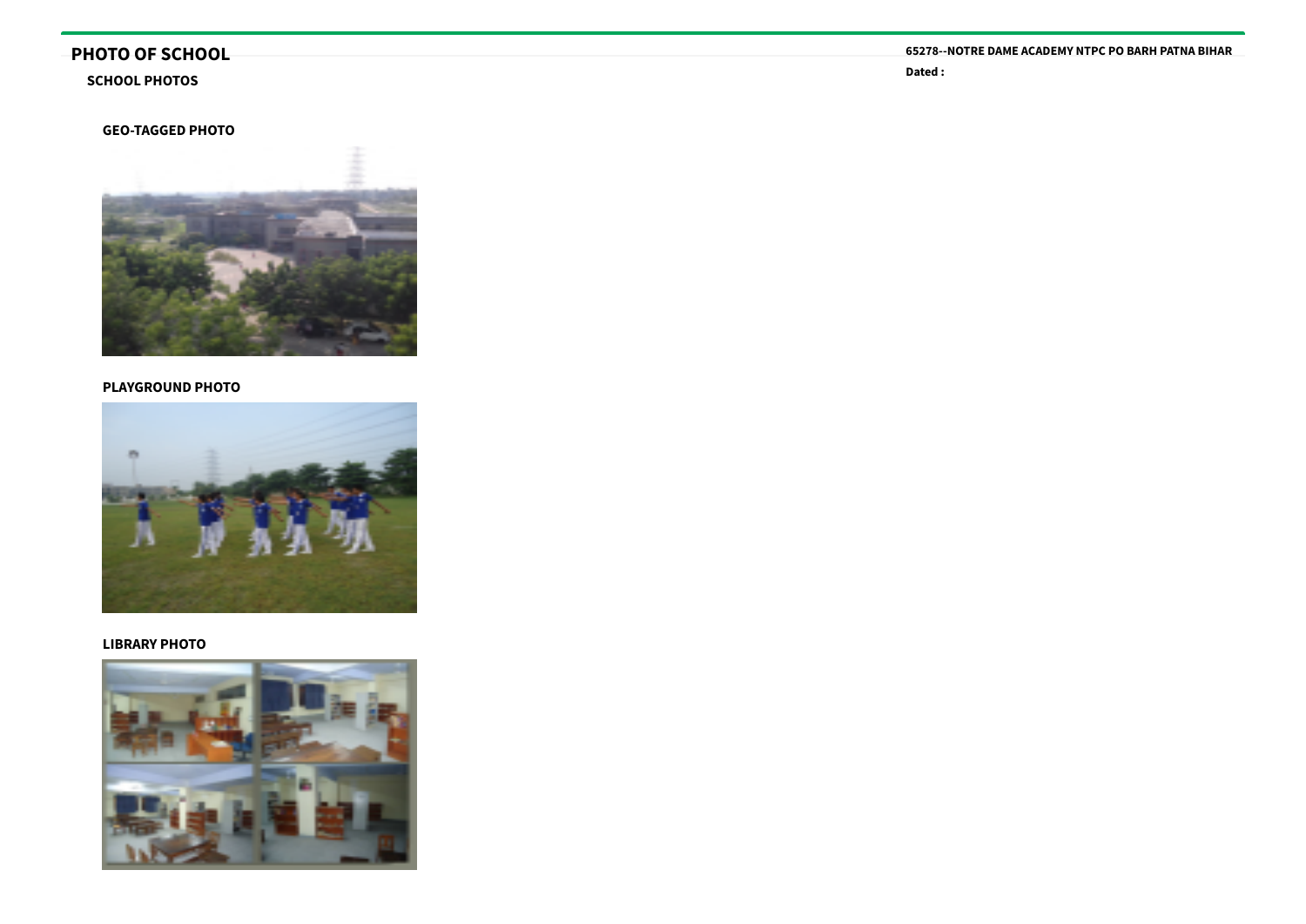# PHOTO OF SCHOOL

65278--NOTRE DAME ACADEMY NTPC PO BARH PATNA BIHAR

Dated :

## SCHOOL PHOTOS

### GEO-TAGGED PHOTO

### PLAYGROUND PHOTO

### LIBRARY PHOTO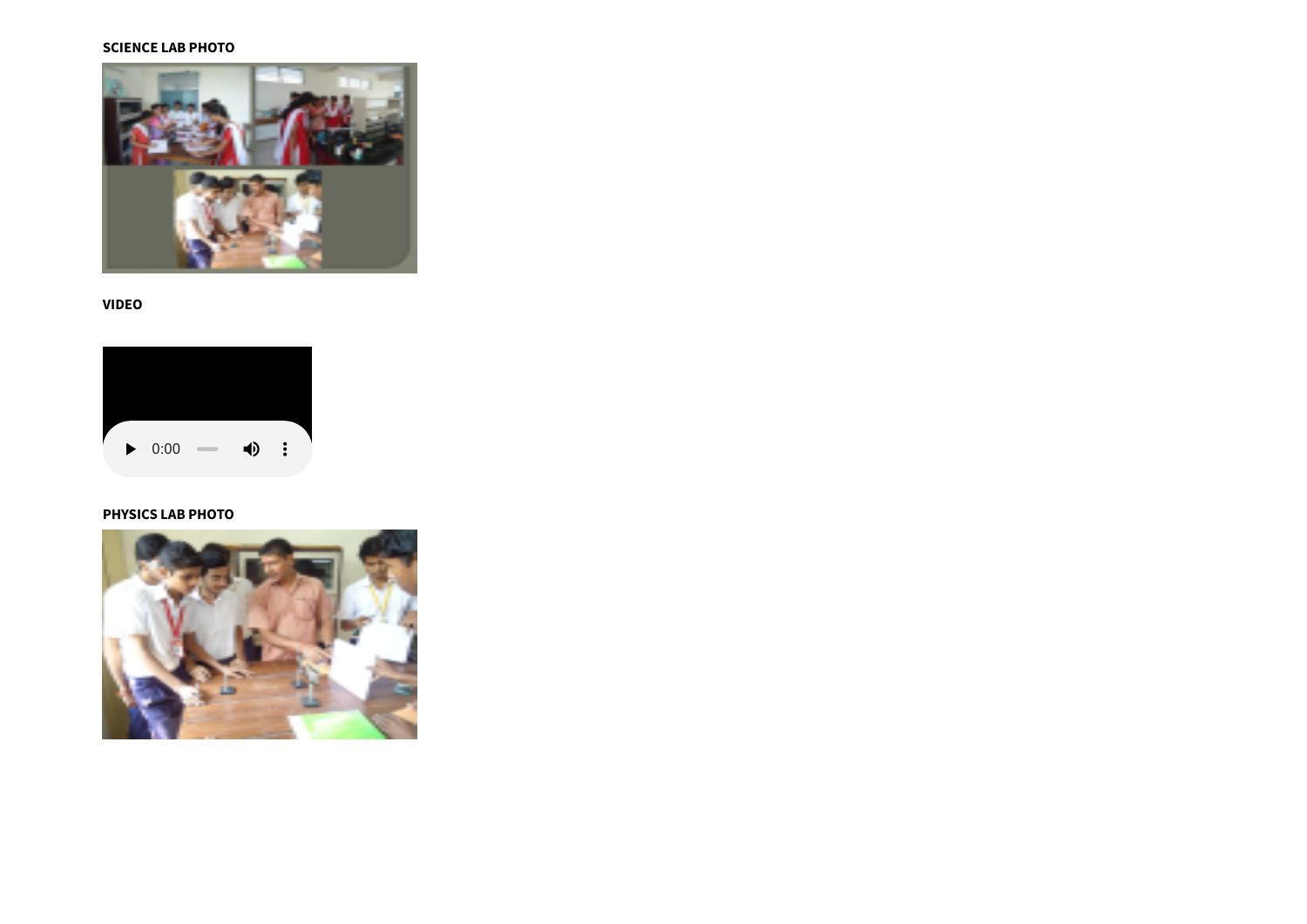**SCIENCE LAB PHOTO**

**VIDEO**

**PHYSICS LAB PHOTO**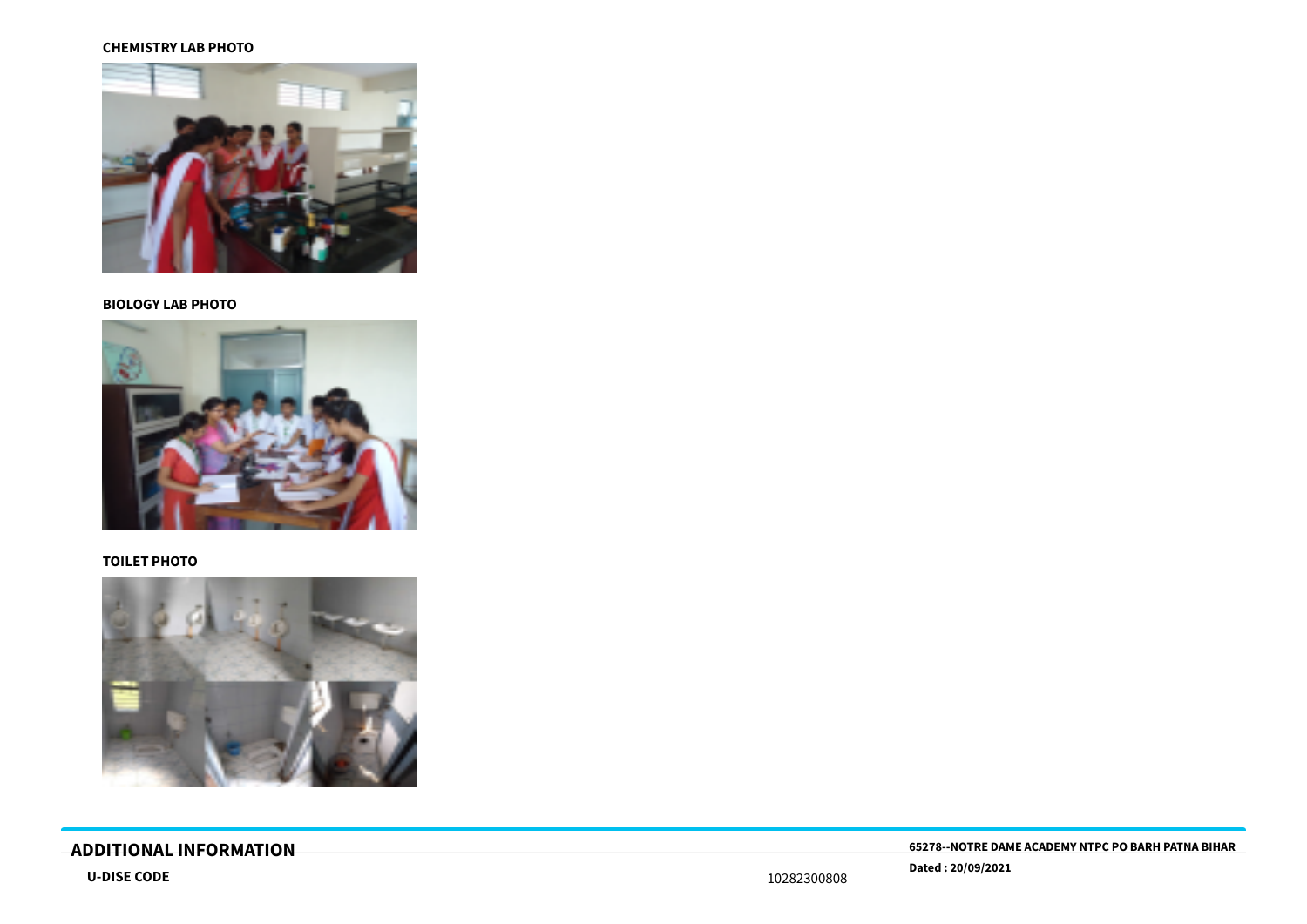**CHEMISTRY LAB PHOTO**

**BIOLOGY LAB PHOTO**

**TOILET PHOTO**

## ADDITIONAL INFORMATION

65278--NOTRE DAME ACADEMY NTPC PO BARH PATNA BIHAR

Dated : 20/09/2021

| **U-DISE CODE** | 10282300808 |
|---|---|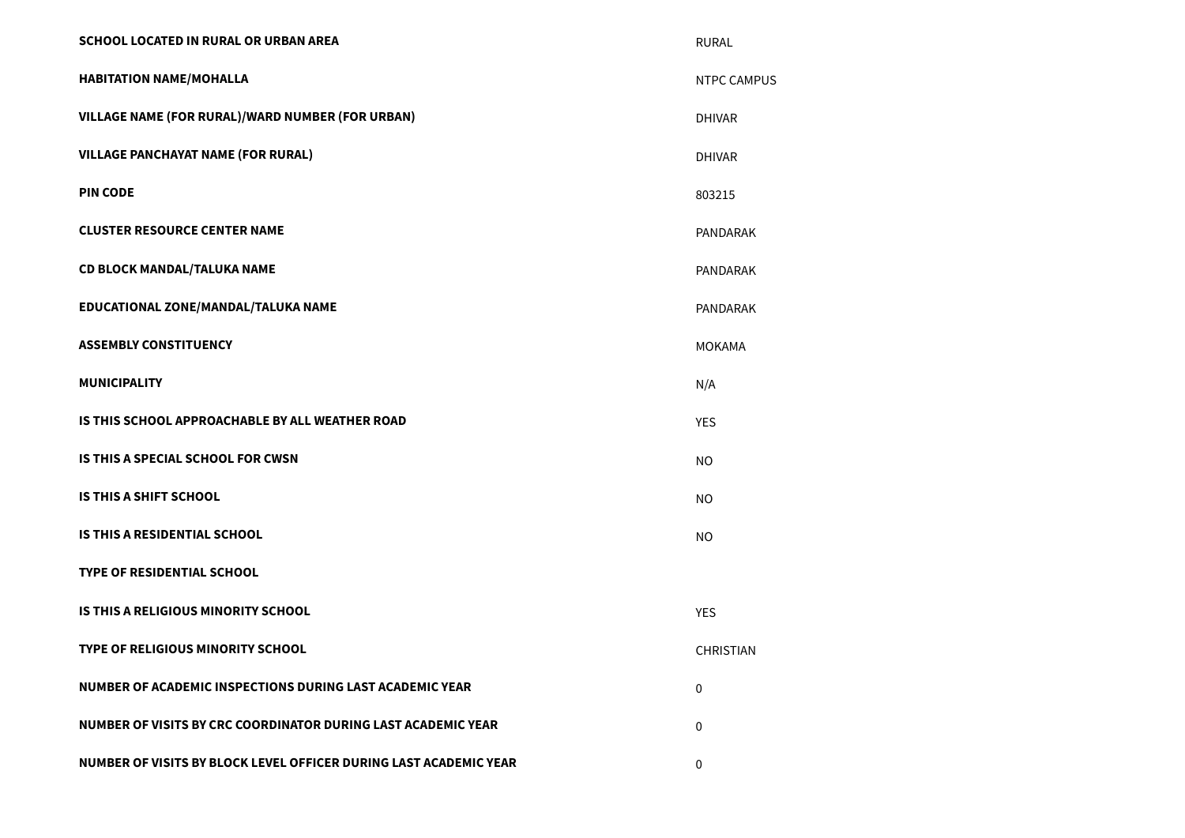| | |
|---|---|
| **SCHOOL LOCATED IN RURAL OR URBAN AREA** | RURAL |
| **HABITATION NAME/MOHALLA** | NTPC CAMPUS |
| **VILLAGE NAME (FOR RURAL)/WARD NUMBER (FOR URBAN)** | DHIVAR |
| **VILLAGE PANCHAYAT NAME (FOR RURAL)** | DHIVAR |
| **PIN CODE** | 803215 |
| **CLUSTER RESOURCE CENTER NAME** | PANDARAK |
| **CD BLOCK MANDAL/TALUKA NAME** | PANDARAK |
| **EDUCATIONAL ZONE/MANDAL/TALUKA NAME** | PANDARAK |
| **ASSEMBLY CONSTITUENCY** | MOKAMA |
| **MUNICIPALITY** | N/A |
| **IS THIS SCHOOL APPROACHABLE BY ALL WEATHER ROAD** | YES |
| **IS THIS A SPECIAL SCHOOL FOR CWSN** | NO |
| **IS THIS A SHIFT SCHOOL** | NO |
| **IS THIS A RESIDENTIAL SCHOOL** | NO |
| **TYPE OF RESIDENTIAL SCHOOL** | |
| **IS THIS A RELIGIOUS MINORITY SCHOOL** | YES |
| **TYPE OF RELIGIOUS MINORITY SCHOOL** | CHRISTIAN |
| **NUMBER OF ACADEMIC INSPECTIONS DURING LAST ACADEMIC YEAR** | 0 |
| **NUMBER OF VISITS BY CRC COORDINATOR DURING LAST ACADEMIC YEAR** | 0 |
| **NUMBER OF VISITS BY BLOCK LEVEL OFFICER DURING LAST ACADEMIC YEAR** | 0 |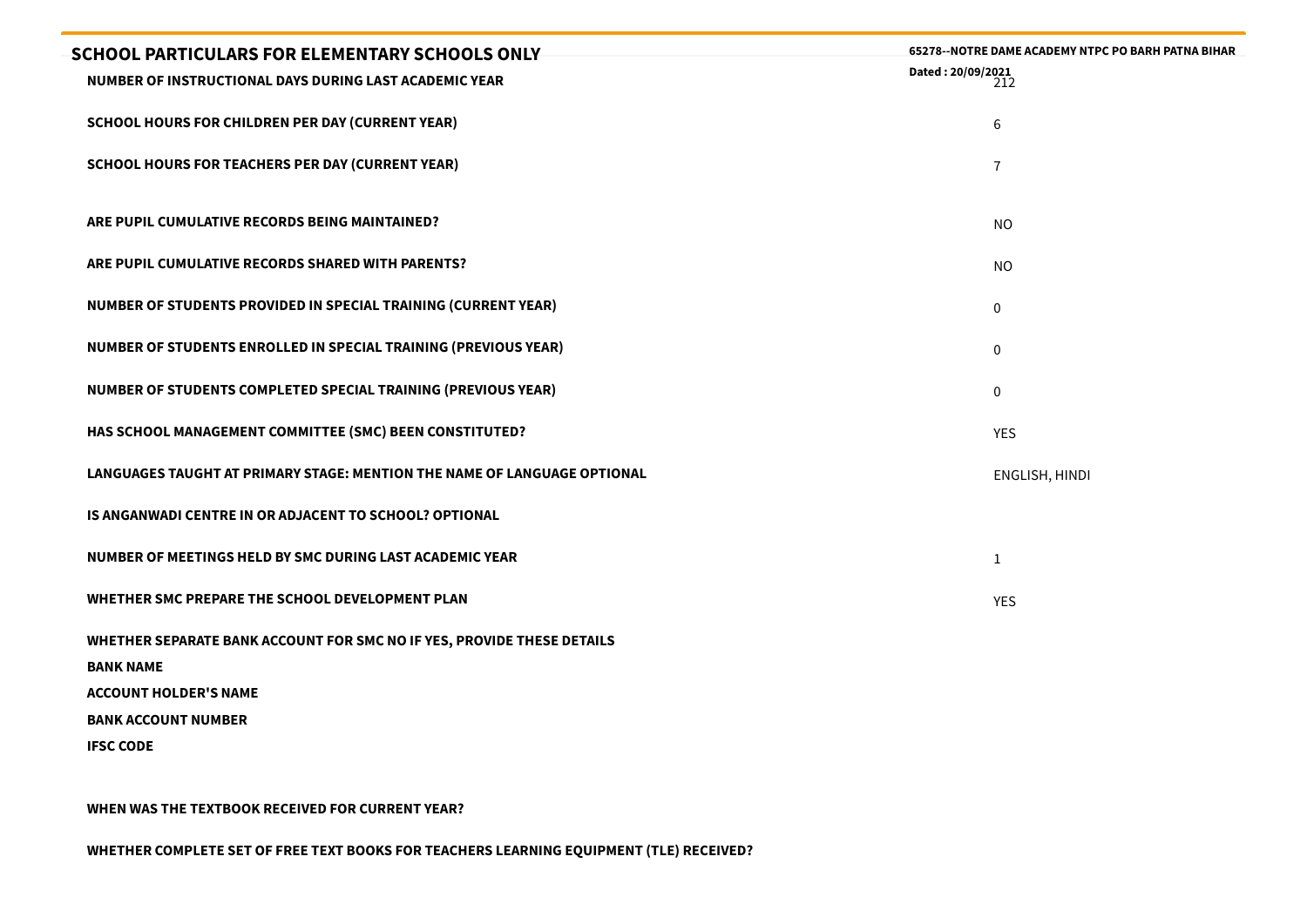## SCHOOL PARTICULARS FOR ELEMENTARY SCHOOLS ONLY

**65278--NOTRE DAME ACADEMY NTPC PO BARH PATNA BIHAR**

**Dated : 20/09/2021**

| | |
|---|---|
| **NUMBER OF INSTRUCTIONAL DAYS DURING LAST ACADEMIC YEAR** | 212 |
| **SCHOOL HOURS FOR CHILDREN PER DAY (CURRENT YEAR)** | 6 |
| **SCHOOL HOURS FOR TEACHERS PER DAY (CURRENT YEAR)** | 7 |
| **ARE PUPIL CUMULATIVE RECORDS BEING MAINTAINED?** | NO |
| **ARE PUPIL CUMULATIVE RECORDS SHARED WITH PARENTS?** | NO |
| **NUMBER OF STUDENTS PROVIDED IN SPECIAL TRAINING (CURRENT YEAR)** | 0 |
| **NUMBER OF STUDENTS ENROLLED IN SPECIAL TRAINING (PREVIOUS YEAR)** | 0 |
| **NUMBER OF STUDENTS COMPLETED SPECIAL TRAINING (PREVIOUS YEAR)** | 0 |
| **HAS SCHOOL MANAGEMENT COMMITTEE (SMC) BEEN CONSTITUTED?** | YES |
| **LANGUAGES TAUGHT AT PRIMARY STAGE: MENTION THE NAME OF LANGUAGE OPTIONAL** | ENGLISH, HINDI |
| **IS ANGANWADI CENTRE IN OR ADJACENT TO SCHOOL? OPTIONAL** | |
| **NUMBER OF MEETINGS HELD BY SMC DURING LAST ACADEMIC YEAR** | 1 |
| **WHETHER SMC PREPARE THE SCHOOL DEVELOPMENT PLAN** | YES |
| **WHETHER SEPARATE BANK ACCOUNT FOR SMC NO IF YES, PROVIDE THESE DETAILS** | |
| **BANK NAME** | |
| **ACCOUNT HOLDER'S NAME** | |
| **BANK ACCOUNT NUMBER** | |
| **IFSC CODE** | |
| **WHEN WAS THE TEXTBOOK RECEIVED FOR CURRENT YEAR?** | |
| **WHETHER COMPLETE SET OF FREE TEXT BOOKS FOR TEACHERS LEARNING EQUIPMENT (TLE) RECEIVED?** | |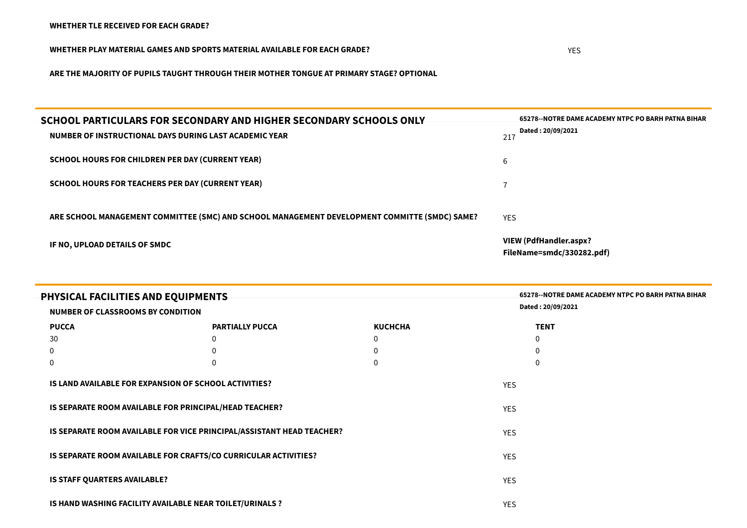**WHETHER TLE RECEIVED FOR EACH GRADE?**

**WHETHER PLAY MATERIAL GAMES AND SPORTS MATERIAL AVAILABLE FOR EACH GRADE?** YES

**ARE THE MAJORITY OF PUPILS TAUGHT THROUGH THEIR MOTHER TONGUE AT PRIMARY STAGE? OPTIONAL**

## SCHOOL PARTICULARS FOR SECONDARY AND HIGHER SECONDARY SCHOOLS ONLY

**65278--NOTRE DAME ACADEMY NTPC PO BARH PATNA BIHAR**
**Dated : 20/09/2021**

| | |
|---|---|
| **NUMBER OF INSTRUCTIONAL DAYS DURING LAST ACADEMIC YEAR** | 217 |
| **SCHOOL HOURS FOR CHILDREN PER DAY (CURRENT YEAR)** | 6 |
| **SCHOOL HOURS FOR TEACHERS PER DAY (CURRENT YEAR)** | 7 |
| **ARE SCHOOL MANAGEMENT COMMITTEE (SMC) AND SCHOOL MANAGEMENT DEVELOPMENT COMMITTE (SMDC) SAME?** | YES |
| **IF NO, UPLOAD DETAILS OF SMDC** | **VIEW (PdfHandler.aspx?FileName=smdc/330282.pdf)** |

## PHYSICAL FACILITIES AND EQUIPMENTS

**65278--NOTRE DAME ACADEMY NTPC PO BARH PATNA BIHAR**
**Dated : 20/09/2021**

**NUMBER OF CLASSROOMS BY CONDITION**

| PUCCA | PARTIALLY PUCCA | KUCHCHA | TENT |
|---|---|---|---|
| 30 | 0 | 0 | 0 |
| 0 | 0 | 0 | 0 |
| 0 | 0 | 0 | 0 |

| | |
|---|---|
| **IS LAND AVAILABLE FOR EXPANSION OF SCHOOL ACTIVITIES?** | YES |
| **IS SEPARATE ROOM AVAILABLE FOR PRINCIPAL/HEAD TEACHER?** | YES |
| **IS SEPARATE ROOM AVAILABLE FOR VICE PRINCIPAL/ASSISTANT HEAD TEACHER?** | YES |
| **IS SEPARATE ROOM AVAILABLE FOR CRAFTS/CO CURRICULAR ACTIVITIES?** | YES |
| **IS STAFF QUARTERS AVAILABLE?** | YES |
| **IS HAND WASHING FACILITY AVAILABLE NEAR TOILET/URINALS ?** | YES |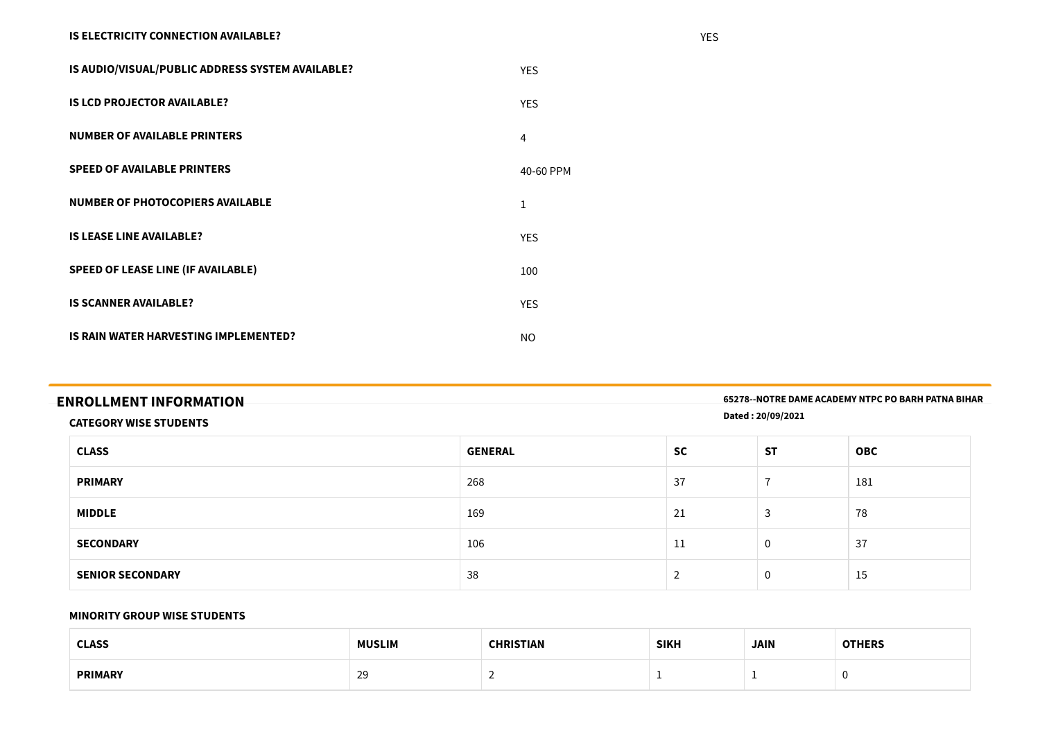| | |
|---|---|
| **IS ELECTRICITY CONNECTION AVAILABLE?** | YES |
| **IS AUDIO/VISUAL/PUBLIC ADDRESS SYSTEM AVAILABLE?** | YES |
| **IS LCD PROJECTOR AVAILABLE?** | YES |
| **NUMBER OF AVAILABLE PRINTERS** | 4 |
| **SPEED OF AVAILABLE PRINTERS** | 40-60 PPM |
| **NUMBER OF PHOTOCOPIERS AVAILABLE** | 1 |
| **IS LEASE LINE AVAILABLE?** | YES |
| **SPEED OF LEASE LINE (IF AVAILABLE)** | 100 |
| **IS SCANNER AVAILABLE?** | YES |
| **IS RAIN WATER HARVESTING IMPLEMENTED?** | NO |

## ENROLLMENT INFORMATION

**65278--NOTRE DAME ACADEMY NTPC PO BARH PATNA BIHAR**

**Dated : 20/09/2021**

### CATEGORY WISE STUDENTS

| CLASS | GENERAL | SC | ST | OBC |
|---|---|---|---|---|
| **PRIMARY** | 268 | 37 | 7 | 181 |
| **MIDDLE** | 169 | 21 | 3 | 78 |
| **SECONDARY** | 106 | 11 | 0 | 37 |
| **SENIOR SECONDARY** | 38 | 2 | 0 | 15 |

### MINORITY GROUP WISE STUDENTS

| CLASS | MUSLIM | CHRISTIAN | SIKH | JAIN | OTHERS |
|---|---|---|---|---|---|
| **PRIMARY** | 29 | 2 | 1 | 1 | 0 |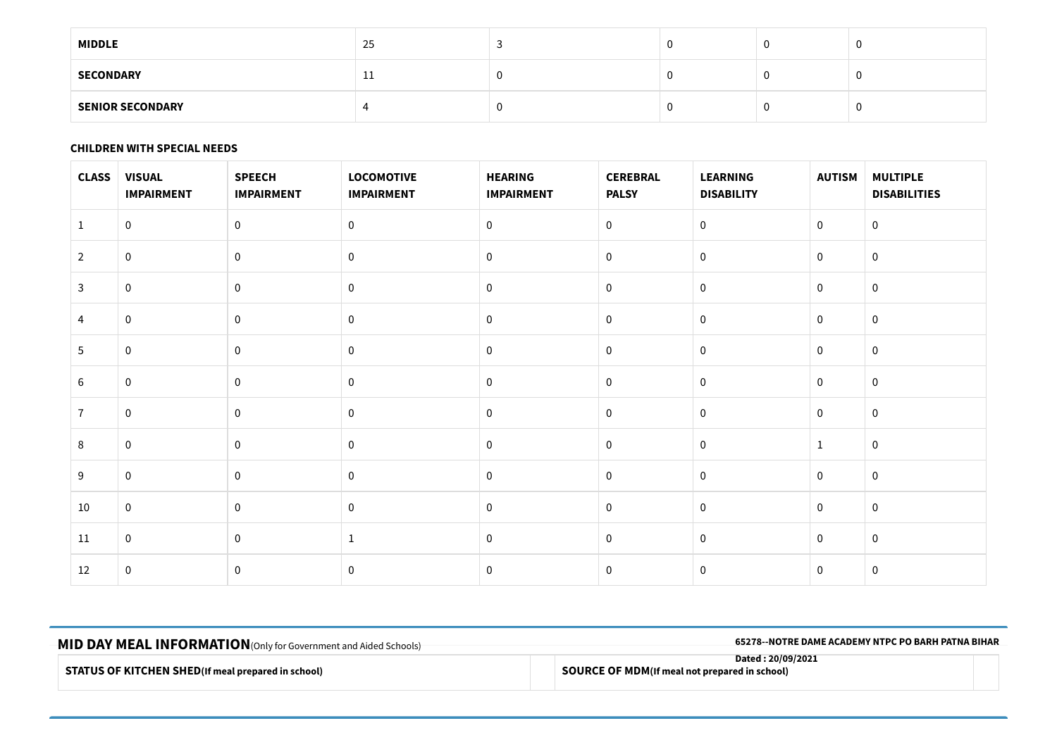| MIDDLE | 25 | 3 | 0 | 0 | 0 |
|---|---|---|---|---|---|
| SECONDARY | 11 | 0 | 0 | 0 | 0 |
| SENIOR SECONDARY | 4 | 0 | 0 | 0 | 0 |

**CHILDREN WITH SPECIAL NEEDS**

| CLASS | VISUAL IMPAIRMENT | SPEECH IMPAIRMENT | LOCOMOTIVE IMPAIRMENT | HEARING IMPAIRMENT | CEREBRAL PALSY | LEARNING DISABILITY | AUTISM | MULTIPLE DISABILITIES |
|---|---|---|---|---|---|---|---|---|
| 1 | 0 | 0 | 0 | 0 | 0 | 0 | 0 | 0 |
| 2 | 0 | 0 | 0 | 0 | 0 | 0 | 0 | 0 |
| 3 | 0 | 0 | 0 | 0 | 0 | 0 | 0 | 0 |
| 4 | 0 | 0 | 0 | 0 | 0 | 0 | 0 | 0 |
| 5 | 0 | 0 | 0 | 0 | 0 | 0 | 0 | 0 |
| 6 | 0 | 0 | 0 | 0 | 0 | 0 | 0 | 0 |
| 7 | 0 | 0 | 0 | 0 | 0 | 0 | 0 | 0 |
| 8 | 0 | 0 | 0 | 0 | 0 | 0 | 1 | 0 |
| 9 | 0 | 0 | 0 | 0 | 0 | 0 | 0 | 0 |
| 10 | 0 | 0 | 0 | 0 | 0 | 0 | 0 | 0 |
| 11 | 0 | 0 | 1 | 0 | 0 | 0 | 0 | 0 |
| 12 | 0 | 0 | 0 | 0 | 0 | 0 | 0 | 0 |

## MID DAY MEAL INFORMATION (Only for Government and Aided Schools)

**65278--NOTRE DAME ACADEMY NTPC PO BARH PATNA BIHAR**

**Dated : 20/09/2021**

| STATUS OF KITCHEN SHED(If meal prepared in school) | | SOURCE OF MDM(If meal not prepared in school) | |
|---|---|---|---|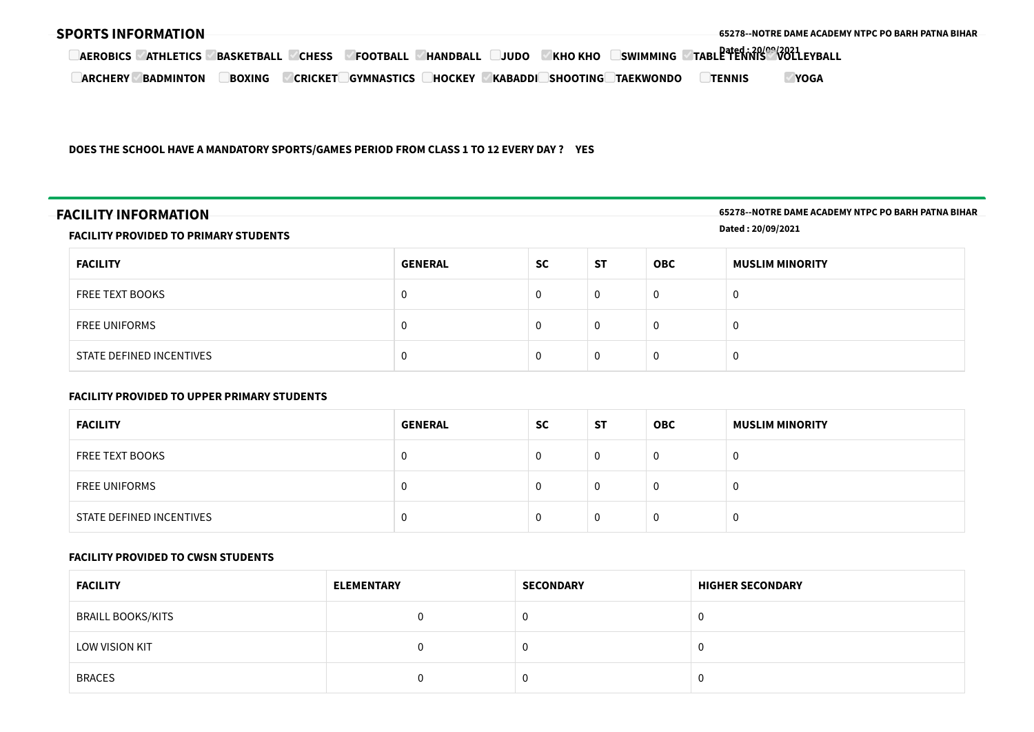## SPORTS INFORMATION

65278--NOTRE DAME ACADEMY NTPC PO BARH PATNA BIHAR

Dated : 20/09/2021

- [ ] AEROBICS
- [x] ATHLETICS
- [x] BASKETBALL
- [x] CHESS
- [x] FOOTBALL
- [x] HANDBALL
- [ ] JUDO
- [x] KHO KHO
- [ ] SWIMMING
- [x] TABLE TENNIS
- [x] VOLLEYBALL
- [ ] ARCHERY
- [x] BADMINTON
- [ ] BOXING
- [x] CRICKET
- [ ] GYMNASTICS
- [ ] HOCKEY
- [x] KABADDI
- [ ] SHOOTING
- [ ] TAEKWONDO
- [ ] TENNIS
- [x] YOGA

**DOES THE SCHOOL HAVE A MANDATORY SPORTS/GAMES PERIOD FROM CLASS 1 TO 12 EVERY DAY ? YES**

## FACILITY INFORMATION

65278--NOTRE DAME ACADEMY NTPC PO BARH PATNA BIHAR

Dated : 20/09/2021

### FACILITY PROVIDED TO PRIMARY STUDENTS

| FACILITY | GENERAL | SC | ST | OBC | MUSLIM MINORITY |
|---|---|---|---|---|---|
| FREE TEXT BOOKS | 0 | 0 | 0 | 0 | 0 |
| FREE UNIFORMS | 0 | 0 | 0 | 0 | 0 |
| STATE DEFINED INCENTIVES | 0 | 0 | 0 | 0 | 0 |

### FACILITY PROVIDED TO UPPER PRIMARY STUDENTS

| FACILITY | GENERAL | SC | ST | OBC | MUSLIM MINORITY |
|---|---|---|---|---|---|
| FREE TEXT BOOKS | 0 | 0 | 0 | 0 | 0 |
| FREE UNIFORMS | 0 | 0 | 0 | 0 | 0 |
| STATE DEFINED INCENTIVES | 0 | 0 | 0 | 0 | 0 |

### FACILITY PROVIDED TO CWSN STUDENTS

| FACILITY | ELEMENTARY | SECONDARY | HIGHER SECONDARY |
|---|---|---|---|
| BRAILL BOOKS/KITS | 0 | 0 | 0 |
| LOW VISION KIT | 0 | 0 | 0 |
| BRACES | 0 | 0 | 0 |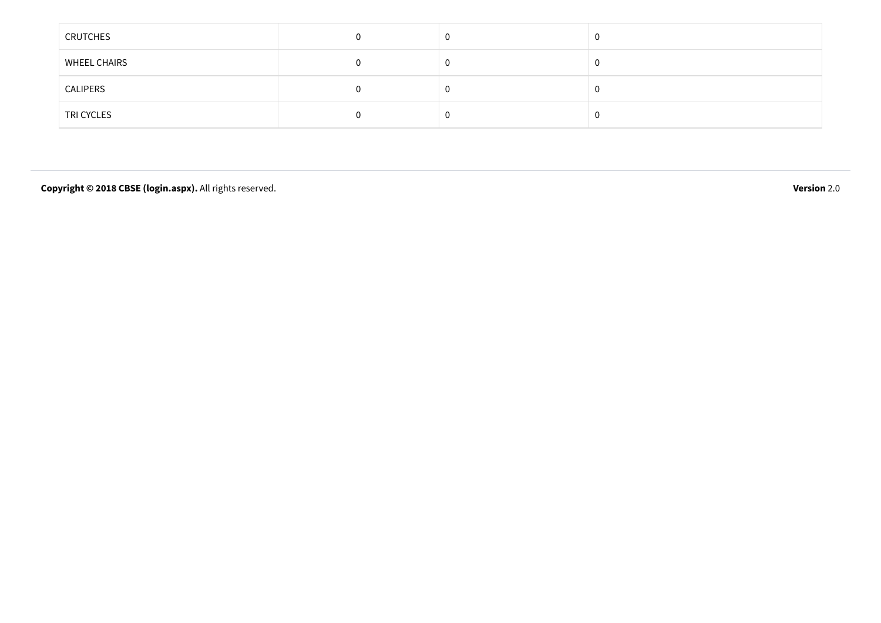| | | | |
|---|---|---|---|
| CRUTCHES | 0 | 0 | 0 |
| WHEEL CHAIRS | 0 | 0 | 0 |
| CALIPERS | 0 | 0 | 0 |
| TRI CYCLES | 0 | 0 | 0 |

**Copyright © 2018 CBSE (login.aspx).** All rights reserved.

**Version** 2.0